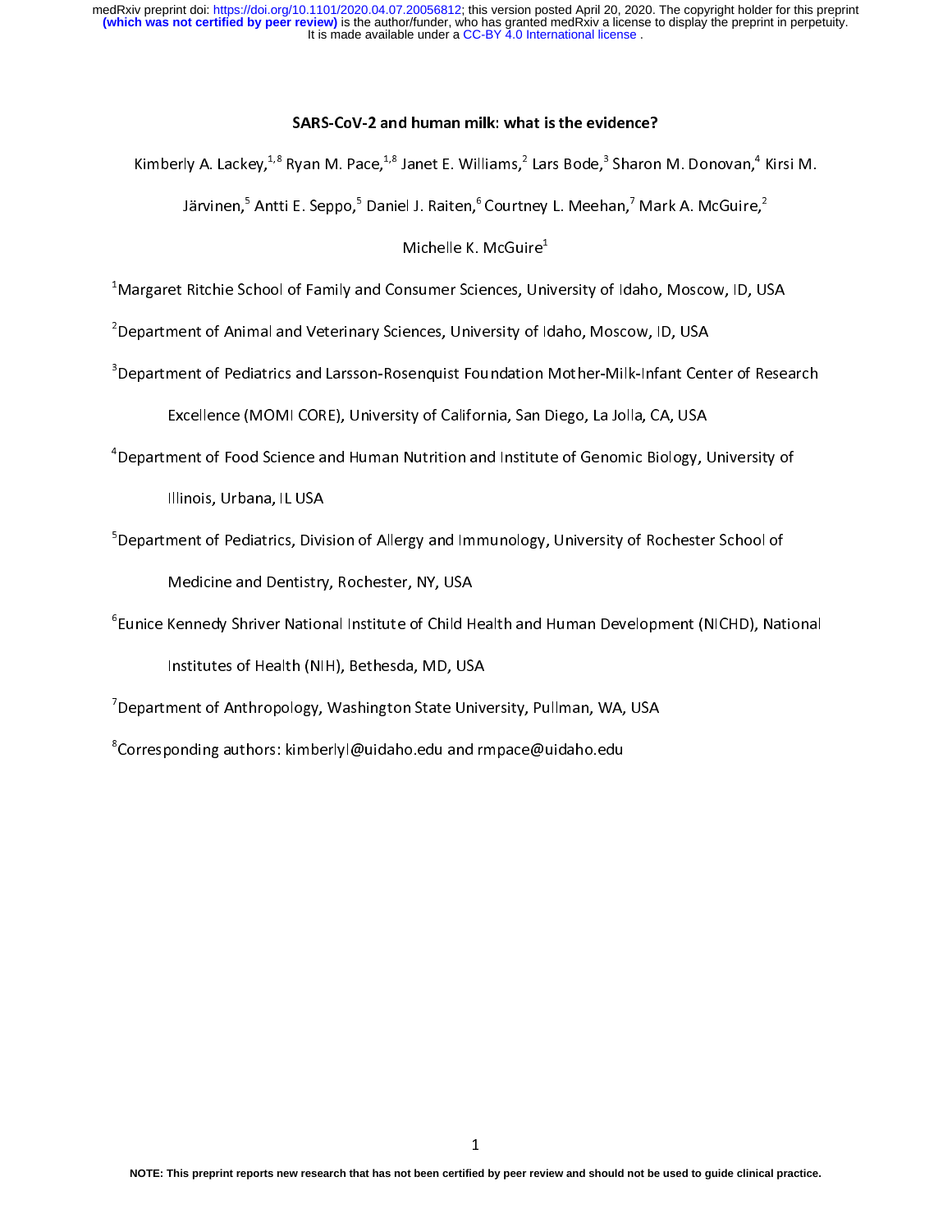# SARS-CoV-2 and human milk: what is the evidence?

Kimberly A. Lackey,[1,8] Ryan M. Pace,[1,8] Janet E. Williams,[2] Lars Bode,[3] Sharon M. Donovan,[4] Kirsi M. Järvinen,[5] Antti E. Seppo,[5] Daniel J. Raiten,[6] Courtney L. Meehan,[7] Mark A. McGuire,[2] Michelle K. McGuire[1]

[1]Margaret Ritchie School of Family and Consumer Sciences, University of Idaho, Moscow, ID, USA

[2]Department of Animal and Veterinary Sciences, University of Idaho, Moscow, ID, USA

[3]Department of Pediatrics and Larsson-Rosenquist Foundation Mother-Milk-Infant Center of Research Excellence (MOMI CORE), University of California, San Diego, La Jolla, CA, USA

[4]Department of Food Science and Human Nutrition and Institute of Genomic Biology, University of Illinois, Urbana, IL USA

[5]Department of Pediatrics, Division of Allergy and Immunology, University of Rochester School of Medicine and Dentistry, Rochester, NY, USA

[6]Eunice Kennedy Shriver National Institute of Child Health and Human Development (NICHD), National Institutes of Health (NIH), Bethesda, MD, USA

[7]Department of Anthropology, Washington State University, Pullman, WA, USA

[8]Corresponding authors: kimberlyl@uidaho.edu and rmpace@uidaho.edu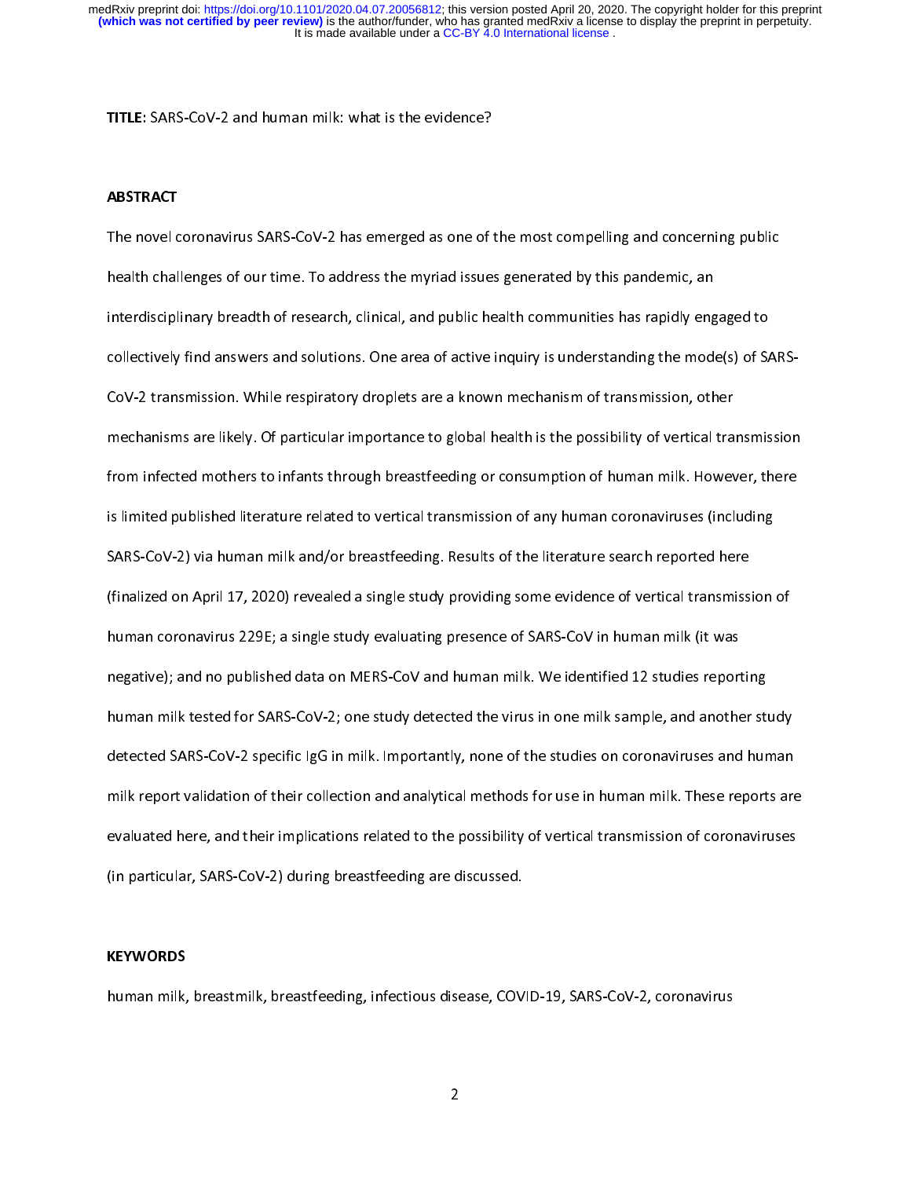**TITLE**: SARS-CoV-2 and human milk: what is the evidence?

## ABSTRACT

The novel coronavirus SARS-CoV-2 has emerged as one of the most compelling and concerning public health challenges of our time. To address the myriad issues generated by this pandemic, an interdisciplinary breadth of research, clinical, and public health communities has rapidly engaged to collectively find answers and solutions. One area of active inquiry is understanding the mode(s) of SARS-CoV-2 transmission. While respiratory droplets are a known mechanism of transmission, other mechanisms are likely. Of particular importance to global health is the possibility of vertical transmission from infected mothers to infants through breastfeeding or consumption of human milk. However, there is limited published literature related to vertical transmission of any human coronaviruses (including SARS-CoV-2) via human milk and/or breastfeeding. Results of the literature search reported here (finalized on April 17, 2020) revealed a single study providing some evidence of vertical transmission of human coronavirus 229E; a single study evaluating presence of SARS-CoV in human milk (it was negative); and no published data on MERS-CoV and human milk. We identified 12 studies reporting human milk tested for SARS-CoV-2; one study detected the virus in one milk sample, and another study detected SARS-CoV-2 specific IgG in milk. Importantly, none of the studies on coronaviruses and human milk report validation of their collection and analytical methods for use in human milk. These reports are evaluated here, and their implications related to the possibility of vertical transmission of coronaviruses (in particular, SARS-CoV-2) during breastfeeding are discussed.

## KEYWORDS

human milk, breastmilk, breastfeeding, infectious disease, COVID-19, SARS-CoV-2, coronavirus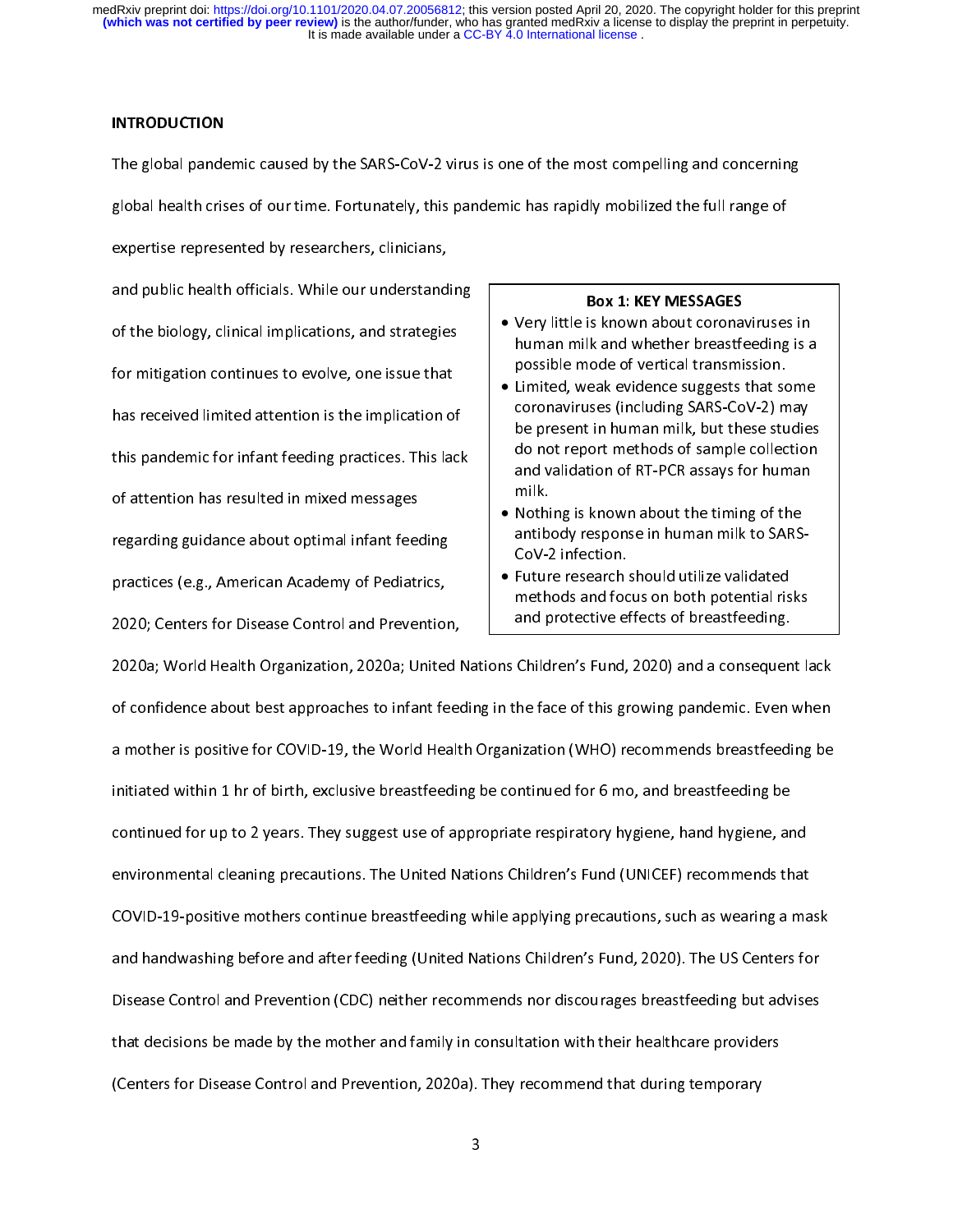## INTRODUCTION

The global pandemic caused by the SARS-CoV-2 virus is one of the most compelling and concerning global health crises of our time. Fortunately, this pandemic has rapidly mobilized the full range of expertise represented by researchers, clinicians, and public health officials. While our understanding of the biology, clinical implications, and strategies for mitigation continues to evolve, one issue that has received limited attention is the implication of this pandemic for infant feeding practices. This lack of attention has resulted in mixed messages regarding guidance about optimal infant feeding practices (e.g., American Academy of Pediatrics, 2020; Centers for Disease Control and Prevention, 2020a; World Health Organization, 2020a; United Nations Children's Fund, 2020) and a consequent lack of confidence about best approaches to infant feeding in the face of this growing pandemic. Even when a mother is positive for COVID-19, the World Health Organization (WHO) recommends breastfeeding be initiated within 1 hr of birth, exclusive breastfeeding be continued for 6 mo, and breastfeeding be continued for up to 2 years. They suggest use of appropriate respiratory hygiene, hand hygiene, and environmental cleaning precautions. The United Nations Children's Fund (UNICEF) recommends that COVID-19-positive mothers continue breastfeeding while applying precautions, such as wearing a mask and handwashing before and after feeding (United Nations Children's Fund, 2020). The US Centers for Disease Control and Prevention (CDC) neither recommends nor discourages breastfeeding but advises that decisions be made by the mother and family in consultation with their healthcare providers (Centers for Disease Control and Prevention, 2020a). They recommend that during temporary

> **Box 1: KEY MESSAGES**
>
> - Very little is known about coronaviruses in human milk and whether breastfeeding is a possible mode of vertical transmission.
> - Limited, weak evidence suggests that some coronaviruses (including SARS-CoV-2) may be present in human milk, but these studies do not report methods of sample collection and validation of RT-PCR assays for human milk.
> - Nothing is known about the timing of the antibody response in human milk to SARS-CoV-2 infection.
> - Future research should utilize validated methods and focus on both potential risks and protective effects of breastfeeding.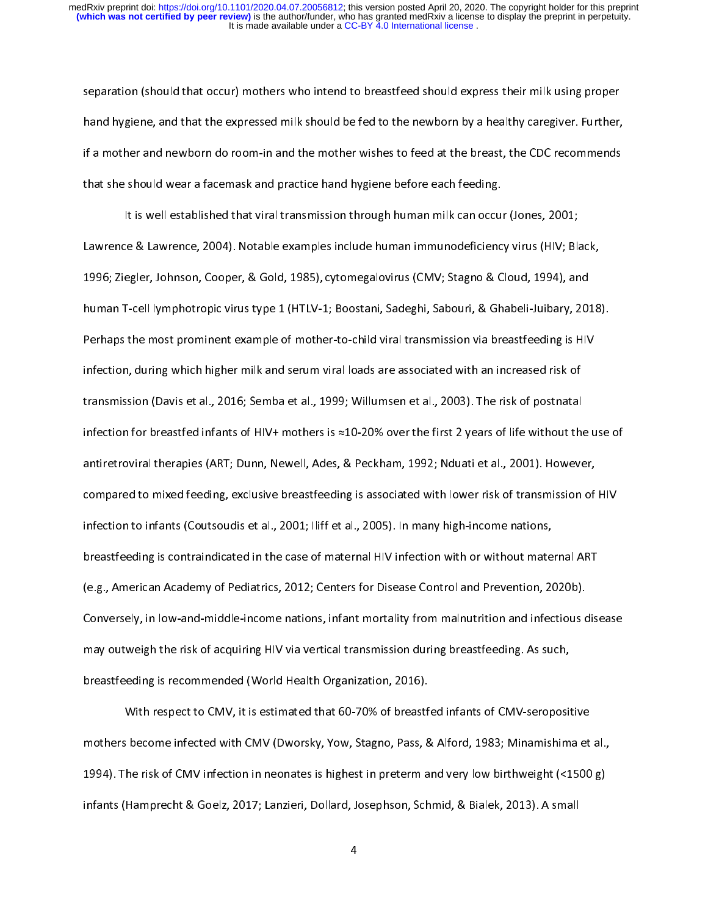separation (should that occur) mothers who intend to breastfeed should express their milk using proper hand hygiene, and that the expressed milk should be fed to the newborn by a healthy caregiver. Further, if a mother and newborn do room-in and the mother wishes to feed at the breast, the CDC recommends that she should wear a facemask and practice hand hygiene before each feeding.

It is well established that viral transmission through human milk can occur (Jones, 2001; Lawrence & Lawrence, 2004). Notable examples include human immunodeficiency virus (HIV; Black, 1996; Ziegler, Johnson, Cooper, & Gold, 1985), cytomegalovirus (CMV; Stagno & Cloud, 1994), and human T-cell lymphotropic virus type 1 (HTLV-1; Boostani, Sadeghi, Sabouri, & Ghabeli-Juibary, 2018). Perhaps the most prominent example of mother-to-child viral transmission via breastfeeding is HIV infection, during which higher milk and serum viral loads are associated with an increased risk of transmission (Davis et al., 2016; Semba et al., 1999; Willumsen et al., 2003). The risk of postnatal infection for breastfed infants of HIV+ mothers is ≈10-20% over the first 2 years of life without the use of antiretroviral therapies (ART; Dunn, Newell, Ades, & Peckham, 1992; Nduati et al., 2001). However, compared to mixed feeding, exclusive breastfeeding is associated with lower risk of transmission of HIV infection to infants (Coutsoudis et al., 2001; Iliff et al., 2005). In many high-income nations, breastfeeding is contraindicated in the case of maternal HIV infection with or without maternal ART (e.g., American Academy of Pediatrics, 2012; Centers for Disease Control and Prevention, 2020b). Conversely, in low-and-middle-income nations, infant mortality from malnutrition and infectious disease may outweigh the risk of acquiring HIV via vertical transmission during breastfeeding. As such, breastfeeding is recommended (World Health Organization, 2016).

With respect to CMV, it is estimated that 60-70% of breastfed infants of CMV-seropositive mothers become infected with CMV (Dworsky, Yow, Stagno, Pass, & Alford, 1983; Minamishima et al., 1994). The risk of CMV infection in neonates is highest in preterm and very low birthweight (<1500 g) infants (Hamprecht & Goelz, 2017; Lanzieri, Dollard, Josephson, Schmid, & Bialek, 2013). A small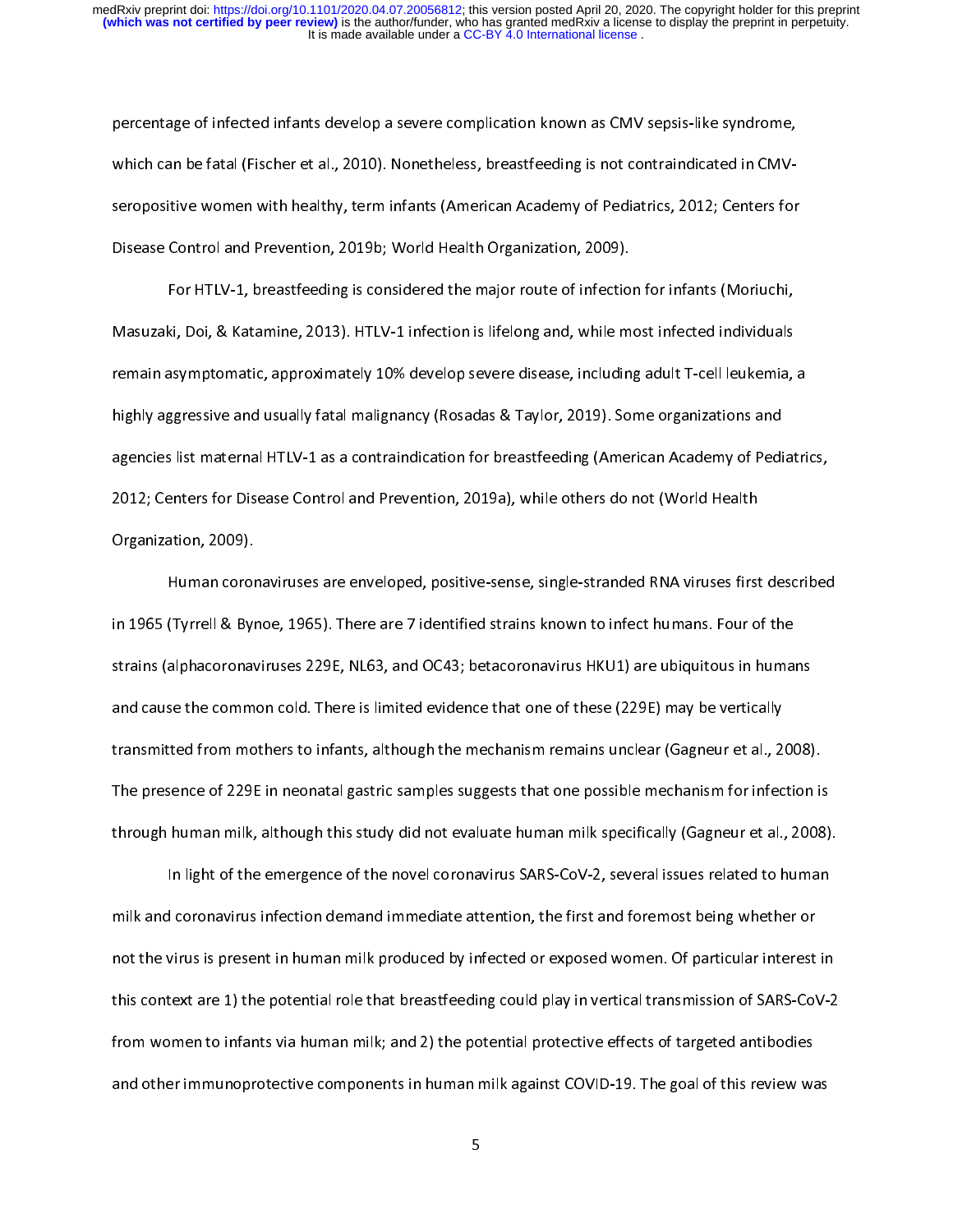percentage of infected infants develop a severe complication known as CMV sepsis-like syndrome, which can be fatal (Fischer et al., 2010). Nonetheless, breastfeeding is not contraindicated in CMV-seropositive women with healthy, term infants (American Academy of Pediatrics, 2012; Centers for Disease Control and Prevention, 2019b; World Health Organization, 2009).

For HTLV-1, breastfeeding is considered the major route of infection for infants (Moriuchi, Masuzaki, Doi, & Katamine, 2013). HTLV-1 infection is lifelong and, while most infected individuals remain asymptomatic, approximately 10% develop severe disease, including adult T-cell leukemia, a highly aggressive and usually fatal malignancy (Rosadas & Taylor, 2019). Some organizations and agencies list maternal HTLV-1 as a contraindication for breastfeeding (American Academy of Pediatrics, 2012; Centers for Disease Control and Prevention, 2019a), while others do not (World Health Organization, 2009).

Human coronaviruses are enveloped, positive-sense, single-stranded RNA viruses first described in 1965 (Tyrrell & Bynoe, 1965). There are 7 identified strains known to infect humans. Four of the strains (alphacoronaviruses 229E, NL63, and OC43; betacoronavirus HKU1) are ubiquitous in humans and cause the common cold. There is limited evidence that one of these (229E) may be vertically transmitted from mothers to infants, although the mechanism remains unclear (Gagneur et al., 2008). The presence of 229E in neonatal gastric samples suggests that one possible mechanism for infection is through human milk, although this study did not evaluate human milk specifically (Gagneur et al., 2008).

In light of the emergence of the novel coronavirus SARS-CoV-2, several issues related to human milk and coronavirus infection demand immediate attention, the first and foremost being whether or not the virus is present in human milk produced by infected or exposed women. Of particular interest in this context are 1) the potential role that breastfeeding could play in vertical transmission of SARS-CoV-2 from women to infants via human milk; and 2) the potential protective effects of targeted antibodies and other immunoprotective components in human milk against COVID-19. The goal of this review was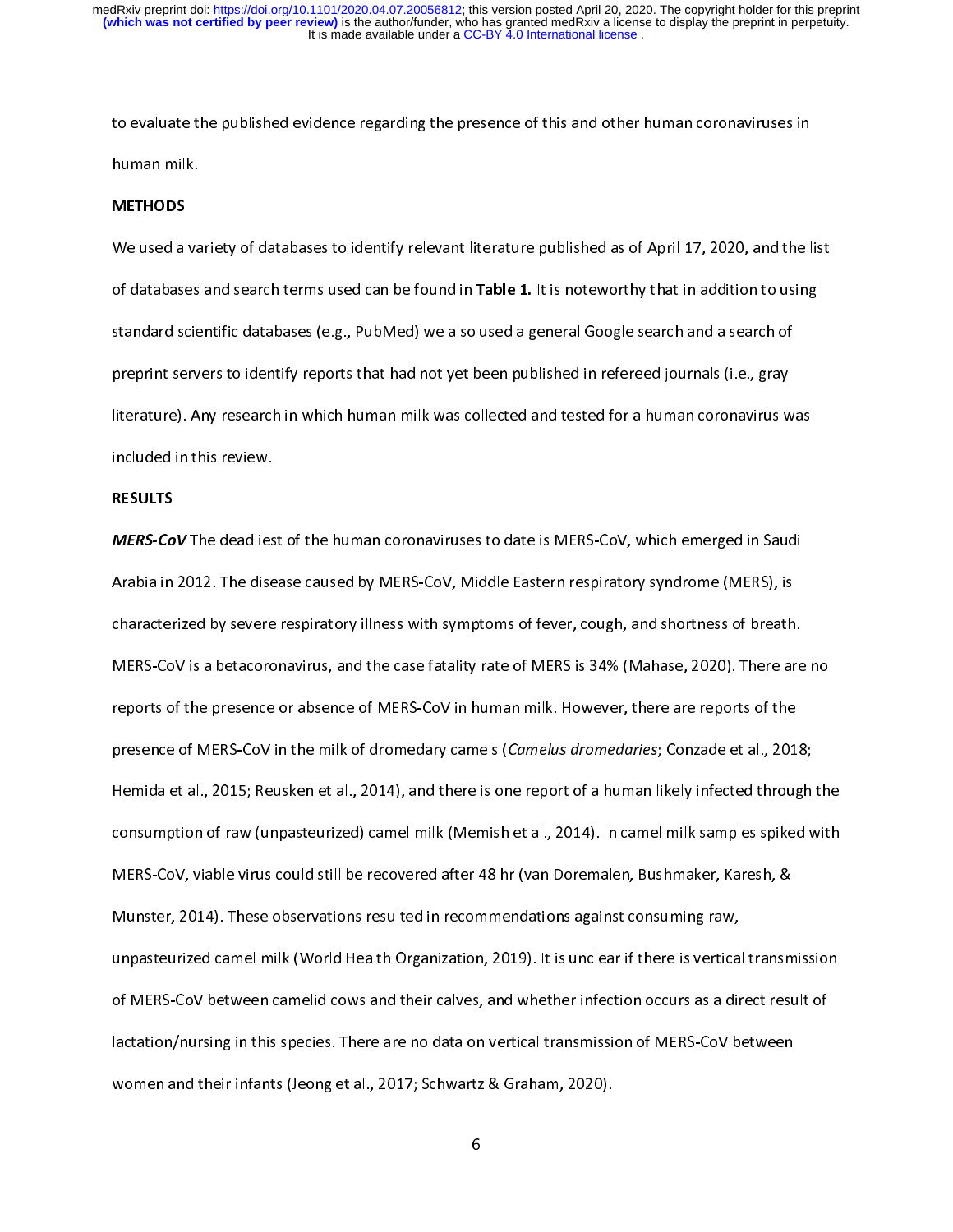to evaluate the published evidence regarding the presence of this and other human coronaviruses in human milk.

## METHODS

We used a variety of databases to identify relevant literature published as of April 17, 2020, and the list of databases and search terms used can be found in **Table 1.** It is noteworthy that in addition to using standard scientific databases (e.g., PubMed) we also used a general Google search and a search of preprint servers to identify reports that had not yet been published in refereed journals (i.e., gray literature). Any research in which human milk was collected and tested for a human coronavirus was included in this review.

## RESULTS

***MERS-CoV*** The deadliest of the human coronaviruses to date is MERS-CoV, which emerged in Saudi Arabia in 2012. The disease caused by MERS-CoV, Middle Eastern respiratory syndrome (MERS), is characterized by severe respiratory illness with symptoms of fever, cough, and shortness of breath. MERS-CoV is a betacoronavirus, and the case fatality rate of MERS is 34% (Mahase, 2020). There are no reports of the presence or absence of MERS-CoV in human milk. However, there are reports of the presence of MERS-CoV in the milk of dromedary camels (*Camelus dromedaries*; Conzade et al., 2018; Hemida et al., 2015; Reusken et al., 2014), and there is one report of a human likely infected through the consumption of raw (unpasteurized) camel milk (Memish et al., 2014). In camel milk samples spiked with MERS-CoV, viable virus could still be recovered after 48 hr (van Doremalen, Bushmaker, Karesh, & Munster, 2014). These observations resulted in recommendations against consuming raw, unpasteurized camel milk (World Health Organization, 2019). It is unclear if there is vertical transmission of MERS-CoV between camelid cows and their calves, and whether infection occurs as a direct result of lactation/nursing in this species. There are no data on vertical transmission of MERS-CoV between women and their infants (Jeong et al., 2017; Schwartz & Graham, 2020).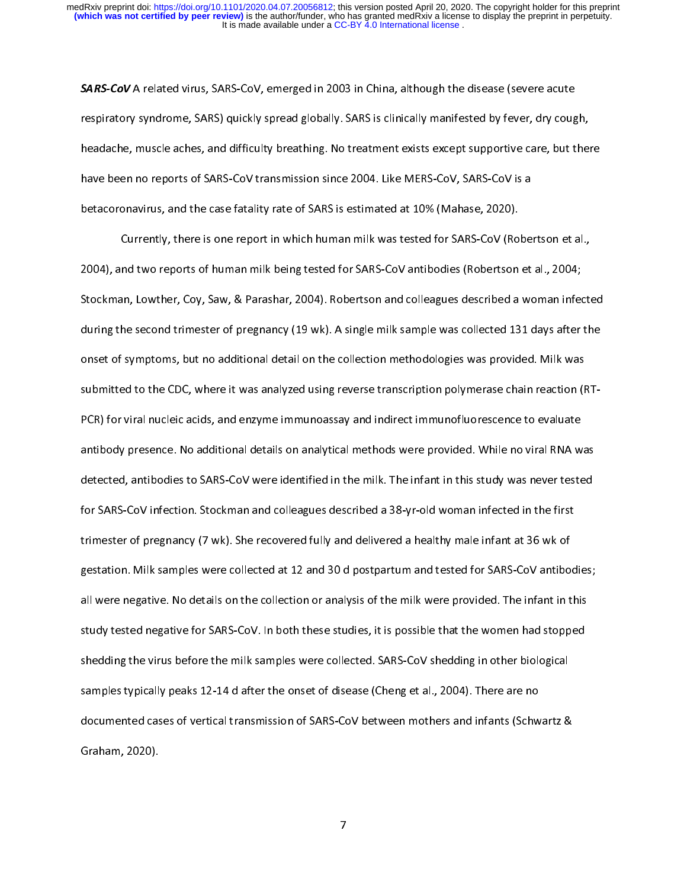***SARS-CoV*** A related virus, SARS-CoV, emerged in 2003 in China, although the disease (severe acute respiratory syndrome, SARS) quickly spread globally. SARS is clinically manifested by fever, dry cough, headache, muscle aches, and difficulty breathing. No treatment exists except supportive care, but there have been no reports of SARS-CoV transmission since 2004. Like MERS-CoV, SARS-CoV is a betacoronavirus, and the case fatality rate of SARS is estimated at 10% (Mahase, 2020).

Currently, there is one report in which human milk was tested for SARS-CoV (Robertson et al., 2004), and two reports of human milk being tested for SARS-CoV antibodies (Robertson et al., 2004; Stockman, Lowther, Coy, Saw, & Parashar, 2004). Robertson and colleagues described a woman infected during the second trimester of pregnancy (19 wk). A single milk sample was collected 131 days after the onset of symptoms, but no additional detail on the collection methodologies was provided. Milk was submitted to the CDC, where it was analyzed using reverse transcription polymerase chain reaction (RT-PCR) for viral nucleic acids, and enzyme immunoassay and indirect immunofluorescence to evaluate antibody presence. No additional details on analytical methods were provided. While no viral RNA was detected, antibodies to SARS-CoV were identified in the milk. The infant in this study was never tested for SARS-CoV infection. Stockman and colleagues described a 38-yr-old woman infected in the first trimester of pregnancy (7 wk). She recovered fully and delivered a healthy male infant at 36 wk of gestation. Milk samples were collected at 12 and 30 d postpartum and tested for SARS-CoV antibodies; all were negative. No details on the collection or analysis of the milk were provided. The infant in this study tested negative for SARS-CoV. In both these studies, it is possible that the women had stopped shedding the virus before the milk samples were collected. SARS-CoV shedding in other biological samples typically peaks 12-14 d after the onset of disease (Cheng et al., 2004). There are no documented cases of vertical transmission of SARS-CoV between mothers and infants (Schwartz & Graham, 2020).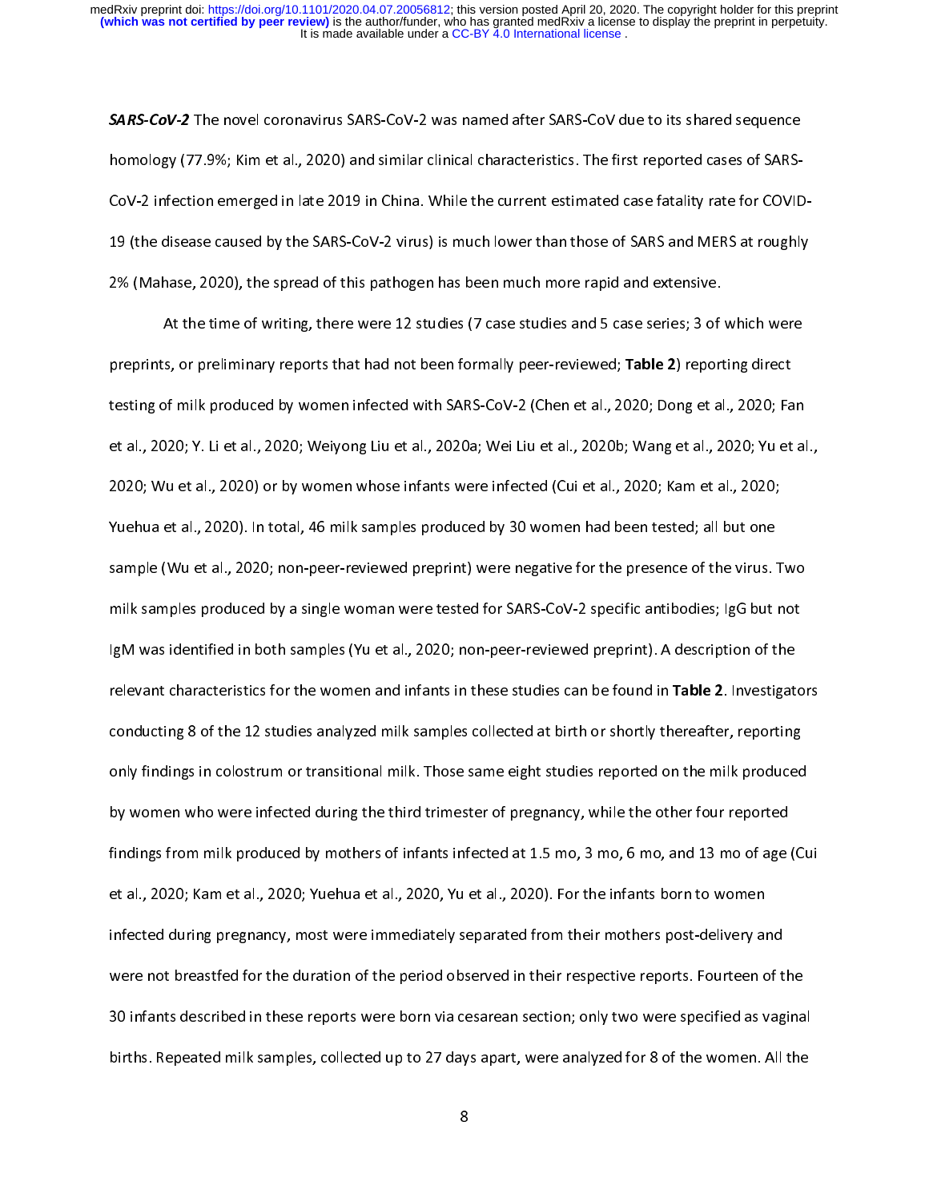***SARS-CoV-2*** The novel coronavirus SARS-CoV-2 was named after SARS-CoV due to its shared sequence homology (77.9%; Kim et al., 2020) and similar clinical characteristics. The first reported cases of SARS-CoV-2 infection emerged in late 2019 in China. While the current estimated case fatality rate for COVID-19 (the disease caused by the SARS-CoV-2 virus) is much lower than those of SARS and MERS at roughly 2% (Mahase, 2020), the spread of this pathogen has been much more rapid and extensive.

At the time of writing, there were 12 studies (7 case studies and 5 case series; 3 of which were preprints, or preliminary reports that had not been formally peer-reviewed; **Table 2**) reporting direct testing of milk produced by women infected with SARS-CoV-2 (Chen et al., 2020; Dong et al., 2020; Fan et al., 2020; Y. Li et al., 2020; Weiyong Liu et al., 2020a; Wei Liu et al., 2020b; Wang et al., 2020; Yu et al., 2020; Wu et al., 2020) or by women whose infants were infected (Cui et al., 2020; Kam et al., 2020; Yuehua et al., 2020). In total, 46 milk samples produced by 30 women had been tested; all but one sample (Wu et al., 2020; non-peer-reviewed preprint) were negative for the presence of the virus. Two milk samples produced by a single woman were tested for SARS-CoV-2 specific antibodies; IgG but not IgM was identified in both samples (Yu et al., 2020; non-peer-reviewed preprint). A description of the relevant characteristics for the women and infants in these studies can be found in **Table 2**. Investigators conducting 8 of the 12 studies analyzed milk samples collected at birth or shortly thereafter, reporting only findings in colostrum or transitional milk. Those same eight studies reported on the milk produced by women who were infected during the third trimester of pregnancy, while the other four reported findings from milk produced by mothers of infants infected at 1.5 mo, 3 mo, 6 mo, and 13 mo of age (Cui et al., 2020; Kam et al., 2020; Yuehua et al., 2020, Yu et al., 2020). For the infants born to women infected during pregnancy, most were immediately separated from their mothers post-delivery and were not breastfed for the duration of the period observed in their respective reports. Fourteen of the 30 infants described in these reports were born via cesarean section; only two were specified as vaginal births. Repeated milk samples, collected up to 27 days apart, were analyzed for 8 of the women. All the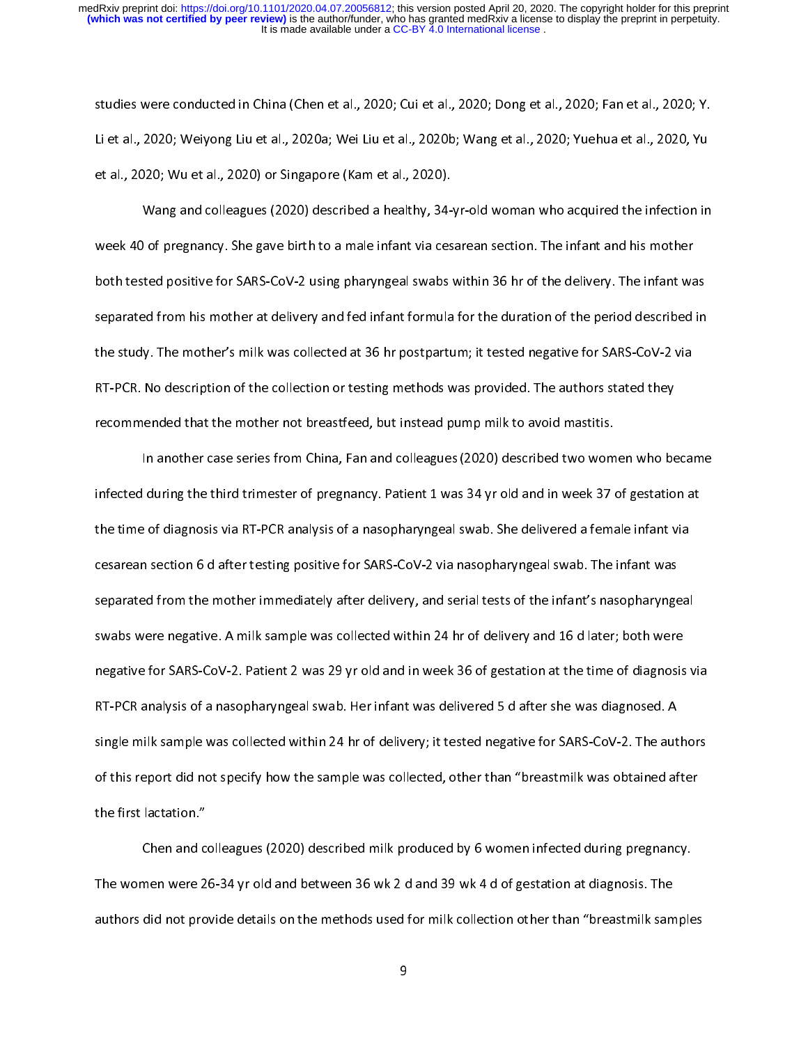studies were conducted in China (Chen et al., 2020; Cui et al., 2020; Dong et al., 2020; Fan et al., 2020; Y. Li et al., 2020; Weiyong Liu et al., 2020a; Wei Liu et al., 2020b; Wang et al., 2020; Yuehua et al., 2020, Yu et al., 2020; Wu et al., 2020) or Singapore (Kam et al., 2020).

Wang and colleagues (2020) described a healthy, 34-yr-old woman who acquired the infection in week 40 of pregnancy. She gave birth to a male infant via cesarean section. The infant and his mother both tested positive for SARS-CoV-2 using pharyngeal swabs within 36 hr of the delivery. The infant was separated from his mother at delivery and fed infant formula for the duration of the period described in the study. The mother's milk was collected at 36 hr postpartum; it tested negative for SARS-CoV-2 via RT-PCR. No description of the collection or testing methods was provided. The authors stated they recommended that the mother not breastfeed, but instead pump milk to avoid mastitis.

In another case series from China, Fan and colleagues (2020) described two women who became infected during the third trimester of pregnancy. Patient 1 was 34 yr old and in week 37 of gestation at the time of diagnosis via RT-PCR analysis of a nasopharyngeal swab. She delivered a female infant via cesarean section 6 d after testing positive for SARS-CoV-2 via nasopharyngeal swab. The infant was separated from the mother immediately after delivery, and serial tests of the infant's nasopharyngeal swabs were negative. A milk sample was collected within 24 hr of delivery and 16 d later; both were negative for SARS-CoV-2. Patient 2 was 29 yr old and in week 36 of gestation at the time of diagnosis via RT-PCR analysis of a nasopharyngeal swab. Her infant was delivered 5 d after she was diagnosed. A single milk sample was collected within 24 hr of delivery; it tested negative for SARS-CoV-2. The authors of this report did not specify how the sample was collected, other than "breastmilk was obtained after the first lactation."

Chen and colleagues (2020) described milk produced by 6 women infected during pregnancy. The women were 26-34 yr old and between 36 wk 2 d and 39 wk 4 d of gestation at diagnosis. The authors did not provide details on the methods used for milk collection other than "breastmilk samples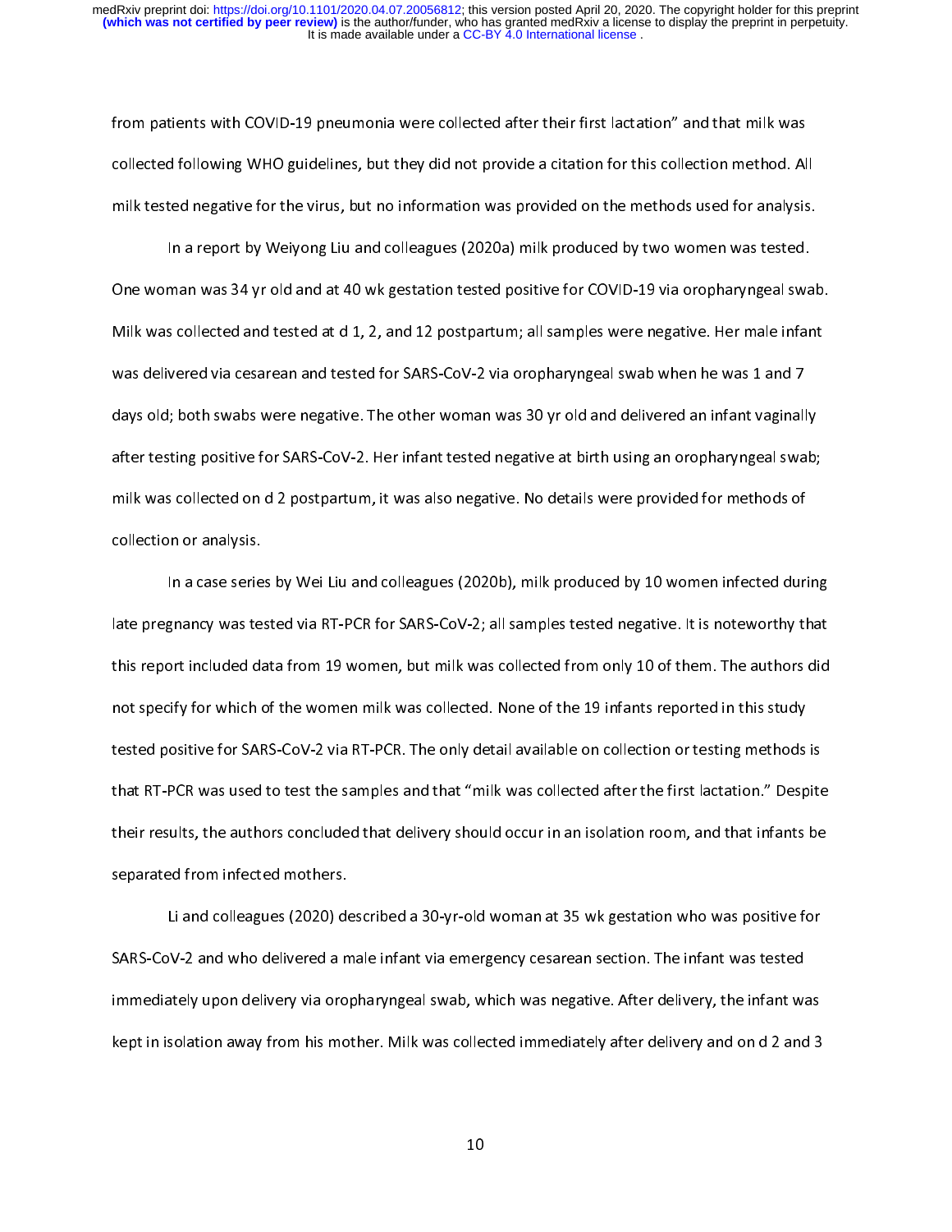from patients with COVID-19 pneumonia were collected after their first lactation" and that milk was collected following WHO guidelines, but they did not provide a citation for this collection method. All milk tested negative for the virus, but no information was provided on the methods used for analysis.

In a report by Weiyong Liu and colleagues (2020a) milk produced by two women was tested. One woman was 34 yr old and at 40 wk gestation tested positive for COVID-19 via oropharyngeal swab. Milk was collected and tested at d 1, 2, and 12 postpartum; all samples were negative. Her male infant was delivered via cesarean and tested for SARS-CoV-2 via oropharyngeal swab when he was 1 and 7 days old; both swabs were negative. The other woman was 30 yr old and delivered an infant vaginally after testing positive for SARS-CoV-2. Her infant tested negative at birth using an oropharyngeal swab; milk was collected on d 2 postpartum, it was also negative. No details were provided for methods of collection or analysis.

In a case series by Wei Liu and colleagues (2020b), milk produced by 10 women infected during late pregnancy was tested via RT-PCR for SARS-CoV-2; all samples tested negative. It is noteworthy that this report included data from 19 women, but milk was collected from only 10 of them. The authors did not specify for which of the women milk was collected. None of the 19 infants reported in this study tested positive for SARS-CoV-2 via RT-PCR. The only detail available on collection or testing methods is that RT-PCR was used to test the samples and that "milk was collected after the first lactation." Despite their results, the authors concluded that delivery should occur in an isolation room, and that infants be separated from infected mothers.

Li and colleagues (2020) described a 30-yr-old woman at 35 wk gestation who was positive for SARS-CoV-2 and who delivered a male infant via emergency cesarean section. The infant was tested immediately upon delivery via oropharyngeal swab, which was negative. After delivery, the infant was kept in isolation away from his mother. Milk was collected immediately after delivery and on d 2 and 3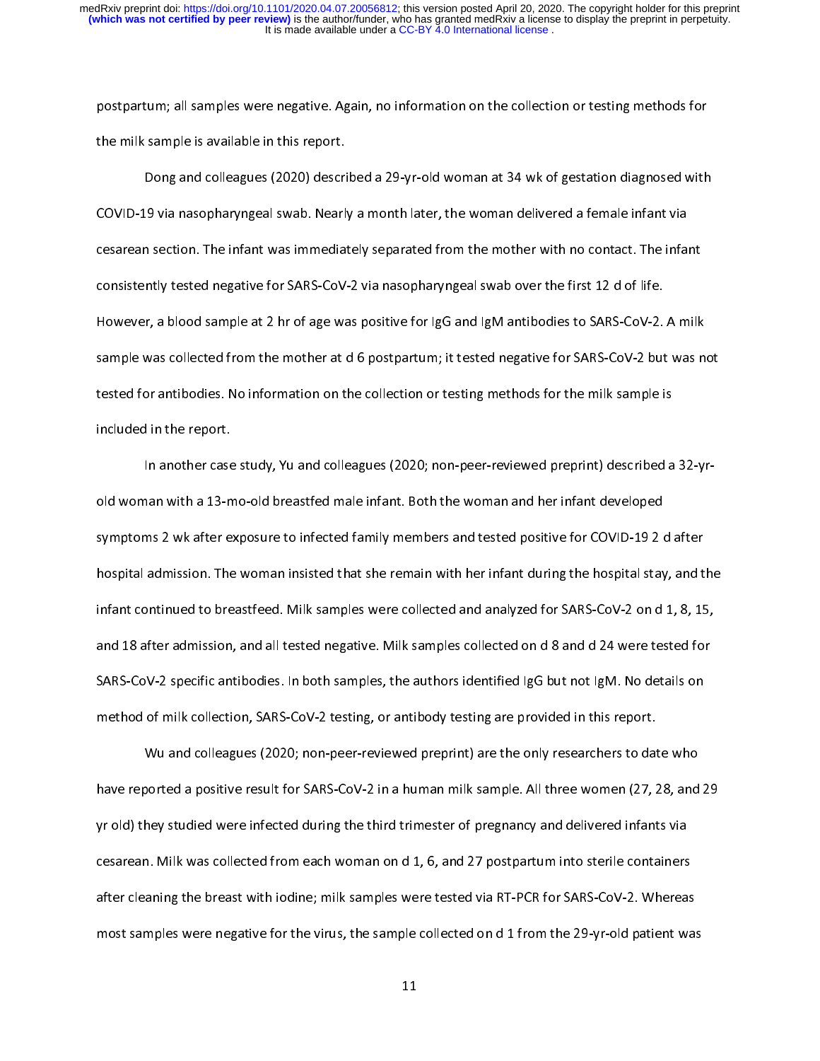postpartum; all samples were negative. Again, no information on the collection or testing methods for the milk sample is available in this report.

Dong and colleagues (2020) described a 29-yr-old woman at 34 wk of gestation diagnosed with COVID-19 via nasopharyngeal swab. Nearly a month later, the woman delivered a female infant via cesarean section. The infant was immediately separated from the mother with no contact. The infant consistently tested negative for SARS-CoV-2 via nasopharyngeal swab over the first 12 d of life. However, a blood sample at 2 hr of age was positive for IgG and IgM antibodies to SARS-CoV-2. A milk sample was collected from the mother at d 6 postpartum; it tested negative for SARS-CoV-2 but was not tested for antibodies. No information on the collection or testing methods for the milk sample is included in the report.

In another case study, Yu and colleagues (2020; non-peer-reviewed preprint) described a 32-yr-old woman with a 13-mo-old breastfed male infant. Both the woman and her infant developed symptoms 2 wk after exposure to infected family members and tested positive for COVID-19 2 d after hospital admission. The woman insisted that she remain with her infant during the hospital stay, and the infant continued to breastfeed. Milk samples were collected and analyzed for SARS-CoV-2 on d 1, 8, 15, and 18 after admission, and all tested negative. Milk samples collected on d 8 and d 24 were tested for SARS-CoV-2 specific antibodies. In both samples, the authors identified IgG but not IgM. No details on method of milk collection, SARS-CoV-2 testing, or antibody testing are provided in this report.

Wu and colleagues (2020; non-peer-reviewed preprint) are the only researchers to date who have reported a positive result for SARS-CoV-2 in a human milk sample. All three women (27, 28, and 29 yr old) they studied were infected during the third trimester of pregnancy and delivered infants via cesarean. Milk was collected from each woman on d 1, 6, and 27 postpartum into sterile containers after cleaning the breast with iodine; milk samples were tested via RT-PCR for SARS-CoV-2. Whereas most samples were negative for the virus, the sample collected on d 1 from the 29-yr-old patient was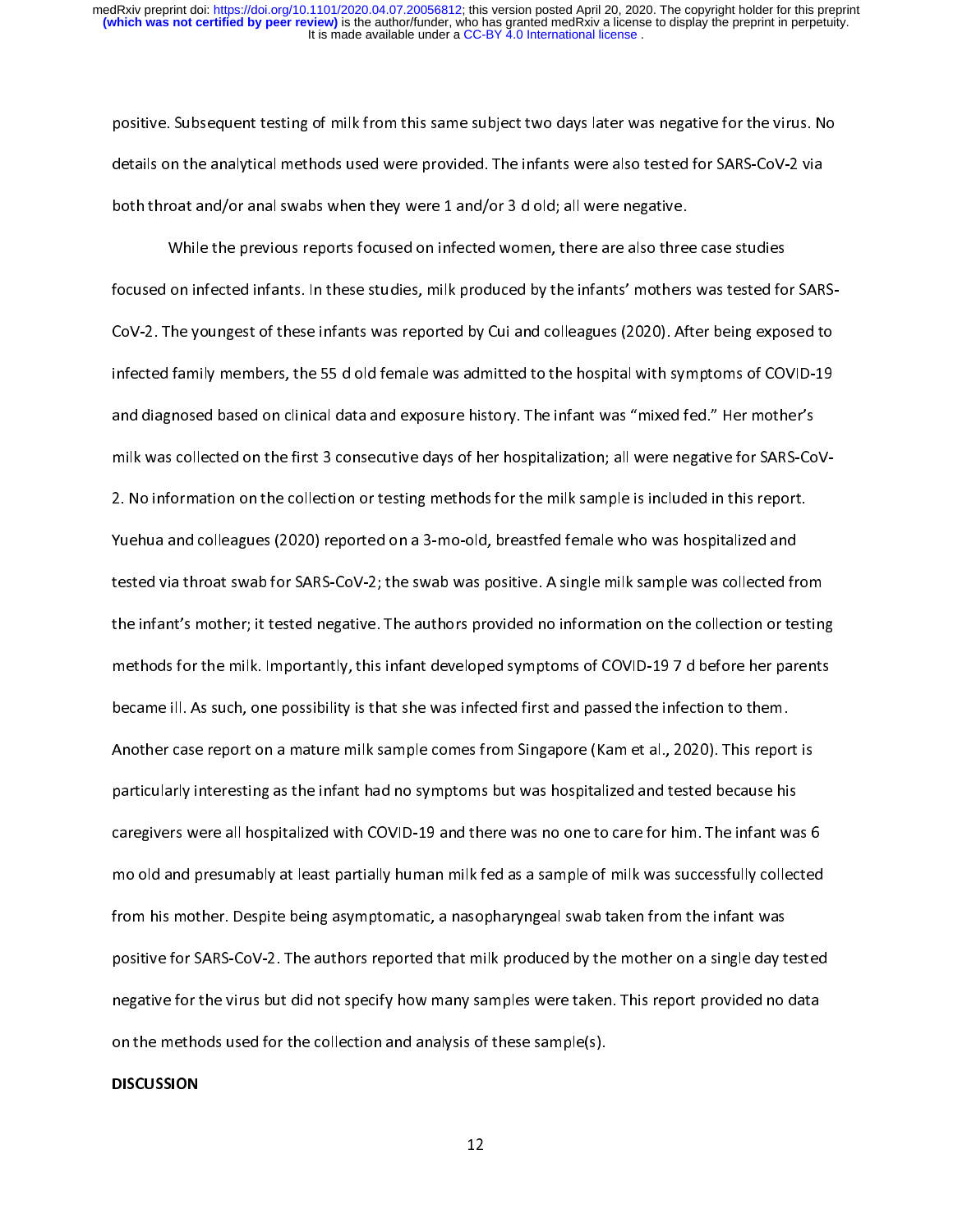positive. Subsequent testing of milk from this same subject two days later was negative for the virus. No details on the analytical methods used were provided. The infants were also tested for SARS-CoV-2 via both throat and/or anal swabs when they were 1 and/or 3 d old; all were negative.

While the previous reports focused on infected women, there are also three case studies focused on infected infants. In these studies, milk produced by the infants' mothers was tested for SARS-CoV-2. The youngest of these infants was reported by Cui and colleagues (2020). After being exposed to infected family members, the 55 d old female was admitted to the hospital with symptoms of COVID-19 and diagnosed based on clinical data and exposure history. The infant was "mixed fed." Her mother's milk was collected on the first 3 consecutive days of her hospitalization; all were negative for SARS-CoV-2. No information on the collection or testing methods for the milk sample is included in this report. Yuehua and colleagues (2020) reported on a 3-mo-old, breastfed female who was hospitalized and tested via throat swab for SARS-CoV-2; the swab was positive. A single milk sample was collected from the infant's mother; it tested negative. The authors provided no information on the collection or testing methods for the milk. Importantly, this infant developed symptoms of COVID-19 7 d before her parents became ill. As such, one possibility is that she was infected first and passed the infection to them. Another case report on a mature milk sample comes from Singapore (Kam et al., 2020). This report is particularly interesting as the infant had no symptoms but was hospitalized and tested because his caregivers were all hospitalized with COVID-19 and there was no one to care for him. The infant was 6 mo old and presumably at least partially human milk fed as a sample of milk was successfully collected from his mother. Despite being asymptomatic, a nasopharyngeal swab taken from the infant was positive for SARS-CoV-2. The authors reported that milk produced by the mother on a single day tested negative for the virus but did not specify how many samples were taken. This report provided no data on the methods used for the collection and analysis of these sample(s).

## DISCUSSION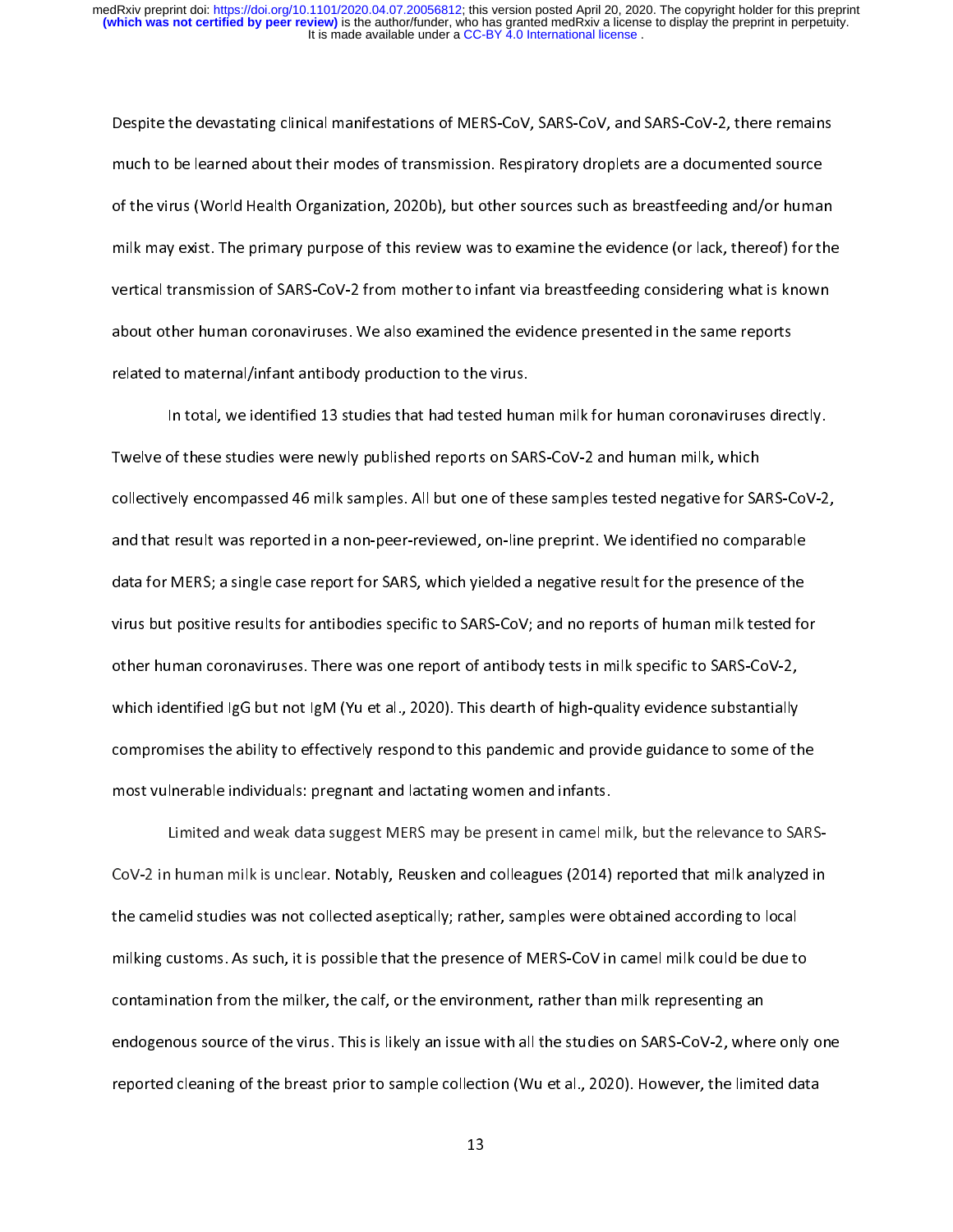Despite the devastating clinical manifestations of MERS-CoV, SARS-CoV, and SARS-CoV-2, there remains much to be learned about their modes of transmission. Respiratory droplets are a documented source of the virus (World Health Organization, 2020b), but other sources such as breastfeeding and/or human milk may exist. The primary purpose of this review was to examine the evidence (or lack, thereof) for the vertical transmission of SARS-CoV-2 from mother to infant via breastfeeding considering what is known about other human coronaviruses. We also examined the evidence presented in the same reports related to maternal/infant antibody production to the virus.

In total, we identified 13 studies that had tested human milk for human coronaviruses directly. Twelve of these studies were newly published reports on SARS-CoV-2 and human milk, which collectively encompassed 46 milk samples. All but one of these samples tested negative for SARS-CoV-2, and that result was reported in a non-peer-reviewed, on-line preprint. We identified no comparable data for MERS; a single case report for SARS, which yielded a negative result for the presence of the virus but positive results for antibodies specific to SARS-CoV; and no reports of human milk tested for other human coronaviruses. There was one report of antibody tests in milk specific to SARS-CoV-2, which identified IgG but not IgM (Yu et al., 2020). This dearth of high-quality evidence substantially compromises the ability to effectively respond to this pandemic and provide guidance to some of the most vulnerable individuals: pregnant and lactating women and infants.

Limited and weak data suggest MERS may be present in camel milk, but the relevance to SARS-CoV-2 in human milk is unclear. Notably, Reusken and colleagues (2014) reported that milk analyzed in the camelid studies was not collected aseptically; rather, samples were obtained according to local milking customs. As such, it is possible that the presence of MERS-CoV in camel milk could be due to contamination from the milker, the calf, or the environment, rather than milk representing an endogenous source of the virus. This is likely an issue with all the studies on SARS-CoV-2, where only one reported cleaning of the breast prior to sample collection (Wu et al., 2020). However, the limited data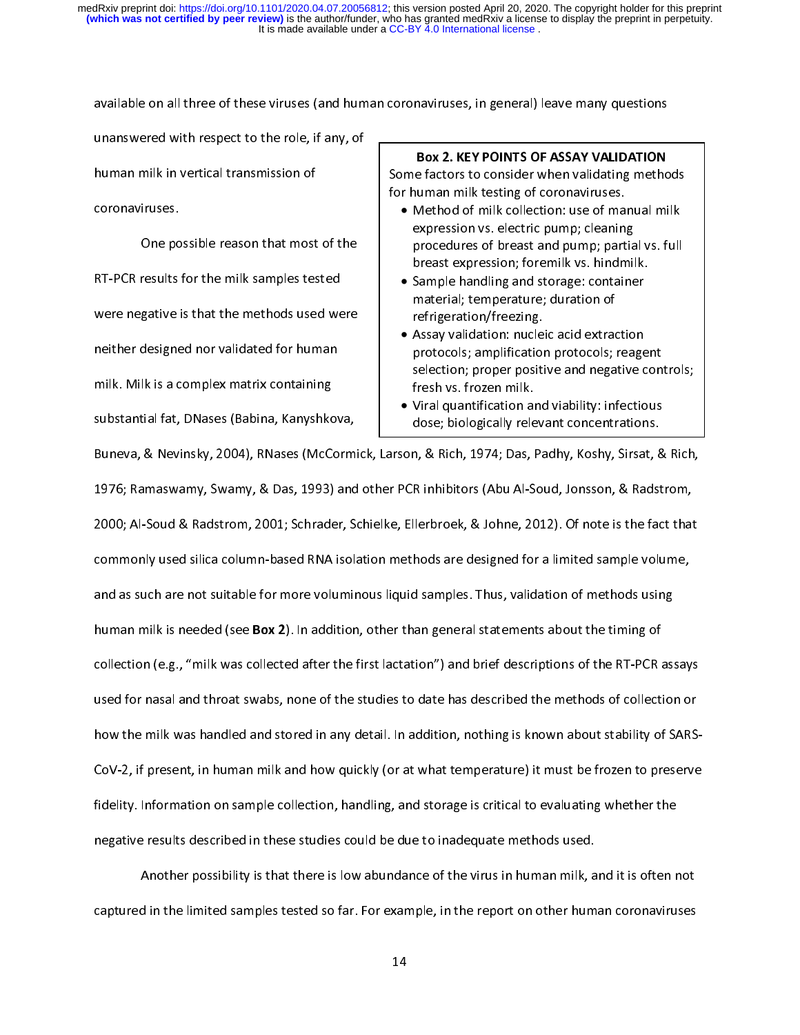available on all three of these viruses (and human coronaviruses, in general) leave many questions unanswered with respect to the role, if any, of human milk in vertical transmission of coronaviruses.

> **Box 2. KEY POINTS OF ASSAY VALIDATION**
>
> Some factors to consider when validating methods for human milk testing of coronaviruses.
>
> - Method of milk collection: use of manual milk expression vs. electric pump; cleaning procedures of breast and pump; partial vs. full breast expression; foremilk vs. hindmilk.
> - Sample handling and storage: container material; temperature; duration of refrigeration/freezing.
> - Assay validation: nucleic acid extraction protocols; amplification protocols; reagent selection; proper positive and negative controls; fresh vs. frozen milk.
> - Viral quantification and viability: infectious dose; biologically relevant concentrations.

One possible reason that most of the RT-PCR results for the milk samples tested were negative is that the methods used were neither designed nor validated for human milk. Milk is a complex matrix containing substantial fat, DNases (Babina, Kanyshkova, Buneva, & Nevinsky, 2004), RNases (McCormick, Larson, & Rich, 1974; Das, Padhy, Koshy, Sirsat, & Rich, 1976; Ramaswamy, Swamy, & Das, 1993) and other PCR inhibitors (Abu Al-Soud, Jonsson, & Radstrom, 2000; Al-Soud & Radstrom, 2001; Schrader, Schielke, Ellerbroek, & Johne, 2012). Of note is the fact that commonly used silica column-based RNA isolation methods are designed for a limited sample volume, and as such are not suitable for more voluminous liquid samples. Thus, validation of methods using human milk is needed (see **Box 2**). In addition, other than general statements about the timing of collection (e.g., "milk was collected after the first lactation") and brief descriptions of the RT-PCR assays used for nasal and throat swabs, none of the studies to date has described the methods of collection or how the milk was handled and stored in any detail. In addition, nothing is known about stability of SARS-CoV-2, if present, in human milk and how quickly (or at what temperature) it must be frozen to preserve fidelity. Information on sample collection, handling, and storage is critical to evaluating whether the negative results described in these studies could be due to inadequate methods used.

Another possibility is that there is low abundance of the virus in human milk, and it is often not captured in the limited samples tested so far. For example, in the report on other human coronaviruses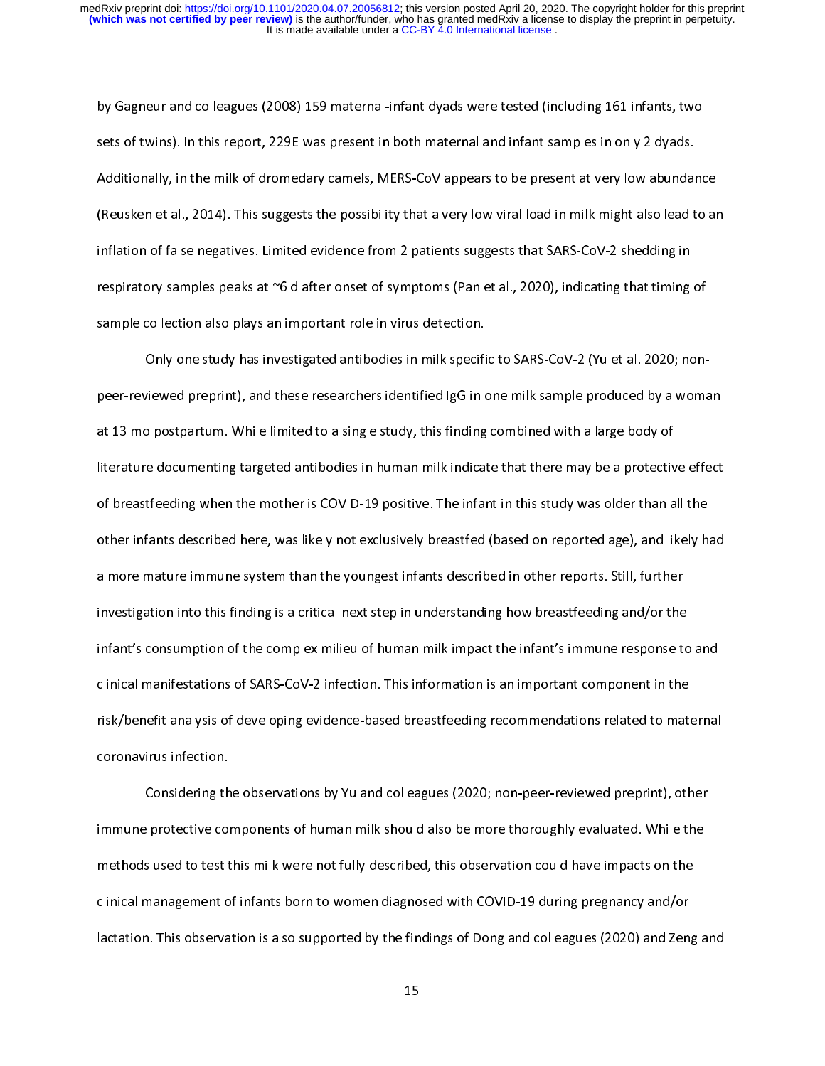by Gagneur and colleagues (2008) 159 maternal-infant dyads were tested (including 161 infants, two sets of twins). In this report, 229E was present in both maternal and infant samples in only 2 dyads. Additionally, in the milk of dromedary camels, MERS-CoV appears to be present at very low abundance (Reusken et al., 2014). This suggests the possibility that a very low viral load in milk might also lead to an inflation of false negatives. Limited evidence from 2 patients suggests that SARS-CoV-2 shedding in respiratory samples peaks at ~6 d after onset of symptoms (Pan et al., 2020), indicating that timing of sample collection also plays an important role in virus detection.

Only one study has investigated antibodies in milk specific to SARS-CoV-2 (Yu et al. 2020; non-peer-reviewed preprint), and these researchers identified IgG in one milk sample produced by a woman at 13 mo postpartum. While limited to a single study, this finding combined with a large body of literature documenting targeted antibodies in human milk indicate that there may be a protective effect of breastfeeding when the mother is COVID-19 positive. The infant in this study was older than all the other infants described here, was likely not exclusively breastfed (based on reported age), and likely had a more mature immune system than the youngest infants described in other reports. Still, further investigation into this finding is a critical next step in understanding how breastfeeding and/or the infant's consumption of the complex milieu of human milk impact the infant's immune response to and clinical manifestations of SARS-CoV-2 infection. This information is an important component in the risk/benefit analysis of developing evidence-based breastfeeding recommendations related to maternal coronavirus infection.

Considering the observations by Yu and colleagues (2020; non-peer-reviewed preprint), other immune protective components of human milk should also be more thoroughly evaluated. While the methods used to test this milk were not fully described, this observation could have impacts on the clinical management of infants born to women diagnosed with COVID-19 during pregnancy and/or lactation. This observation is also supported by the findings of Dong and colleagues (2020) and Zeng and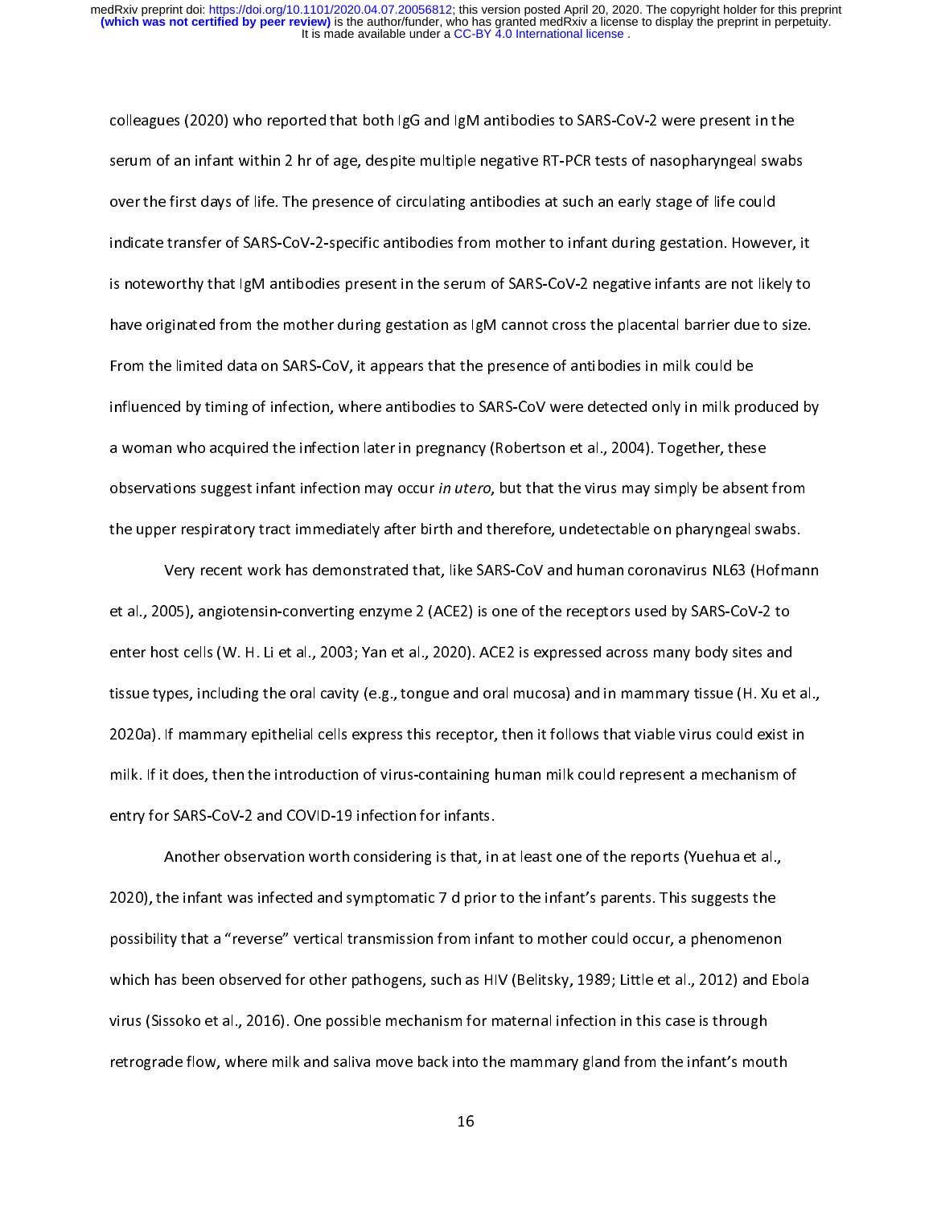colleagues (2020) who reported that both IgG and IgM antibodies to SARS-CoV-2 were present in the serum of an infant within 2 hr of age, despite multiple negative RT-PCR tests of nasopharyngeal swabs over the first days of life. The presence of circulating antibodies at such an early stage of life could indicate transfer of SARS-CoV-2-specific antibodies from mother to infant during gestation. However, it is noteworthy that IgM antibodies present in the serum of SARS-CoV-2 negative infants are not likely to have originated from the mother during gestation as IgM cannot cross the placental barrier due to size. From the limited data on SARS-CoV, it appears that the presence of antibodies in milk could be influenced by timing of infection, where antibodies to SARS-CoV were detected only in milk produced by a woman who acquired the infection later in pregnancy (Robertson et al., 2004). Together, these observations suggest infant infection may occur *in utero*, but that the virus may simply be absent from the upper respiratory tract immediately after birth and therefore, undetectable on pharyngeal swabs.

Very recent work has demonstrated that, like SARS-CoV and human coronavirus NL63 (Hofmann et al., 2005), angiotensin-converting enzyme 2 (ACE2) is one of the receptors used by SARS-CoV-2 to enter host cells (W. H. Li et al., 2003; Yan et al., 2020). ACE2 is expressed across many body sites and tissue types, including the oral cavity (e.g., tongue and oral mucosa) and in mammary tissue (H. Xu et al., 2020a). If mammary epithelial cells express this receptor, then it follows that viable virus could exist in milk. If it does, then the introduction of virus-containing human milk could represent a mechanism of entry for SARS-CoV-2 and COVID-19 infection for infants.

Another observation worth considering is that, in at least one of the reports (Yuehua et al., 2020), the infant was infected and symptomatic 7 d prior to the infant's parents. This suggests the possibility that a "reverse" vertical transmission from infant to mother could occur, a phenomenon which has been observed for other pathogens, such as HIV (Belitsky, 1989; Little et al., 2012) and Ebola virus (Sissoko et al., 2016). One possible mechanism for maternal infection in this case is through retrograde flow, where milk and saliva move back into the mammary gland from the infant's mouth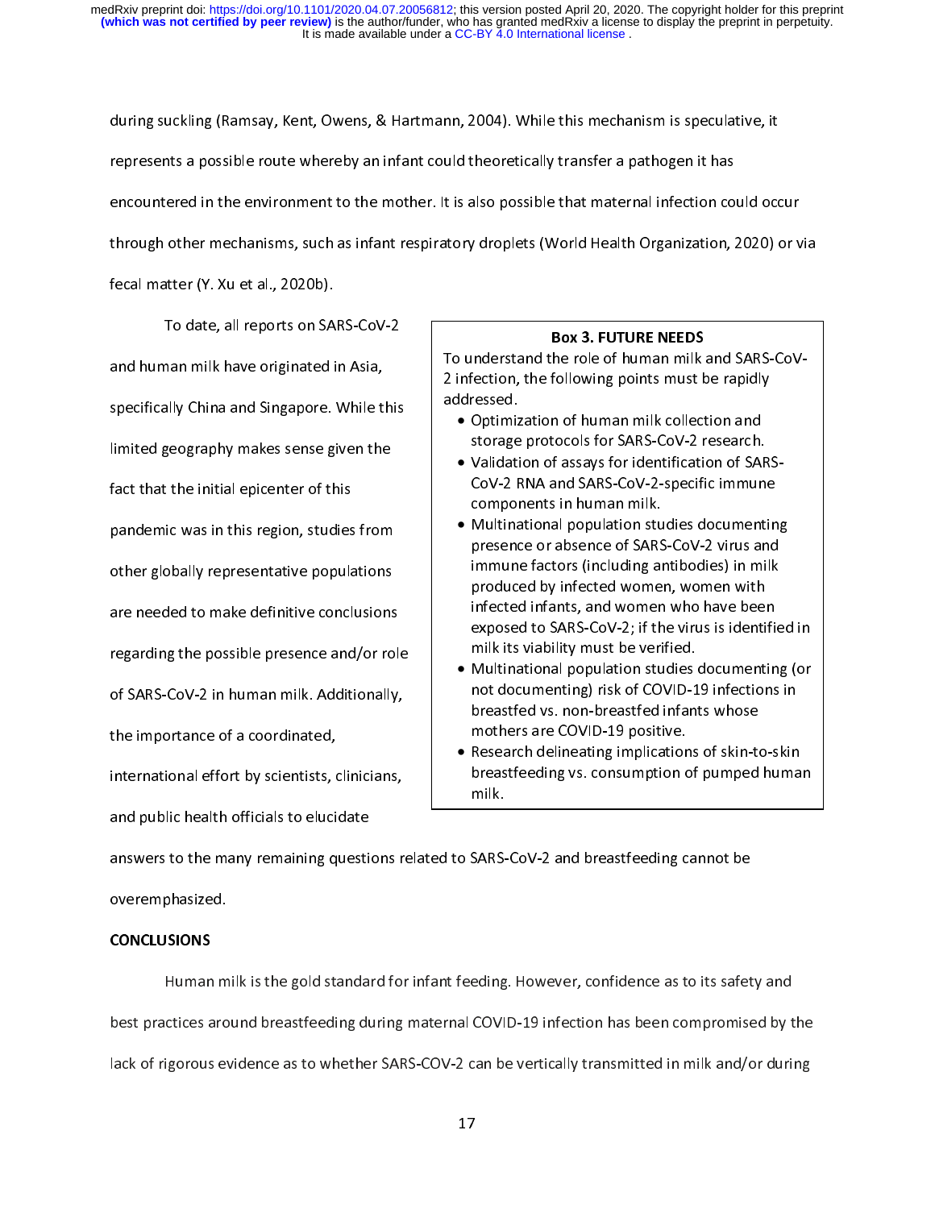during suckling (Ramsay, Kent, Owens, & Hartmann, 2004). While this mechanism is speculative, it represents a possible route whereby an infant could theoretically transfer a pathogen it has encountered in the environment to the mother. It is also possible that maternal infection could occur through other mechanisms, such as infant respiratory droplets (World Health Organization, 2020) or via fecal matter (Y. Xu et al., 2020b).

To date, all reports on SARS-CoV-2 and human milk have originated in Asia, specifically China and Singapore. While this limited geography makes sense given the fact that the initial epicenter of this pandemic was in this region, studies from other globally representative populations are needed to make definitive conclusions regarding the possible presence and/or role of SARS-CoV-2 in human milk. Additionally, the importance of a coordinated, international effort by scientists, clinicians, and public health officials to elucidate answers to the many remaining questions related to SARS-CoV-2 and breastfeeding cannot be overemphasized.

**Box 3. FUTURE NEEDS**

To understand the role of human milk and SARS-CoV-2 infection, the following points must be rapidly addressed.

- Optimization of human milk collection and storage protocols for SARS-CoV-2 research.
- Validation of assays for identification of SARS-CoV-2 RNA and SARS-CoV-2-specific immune components in human milk.
- Multinational population studies documenting presence or absence of SARS-CoV-2 virus and immune factors (including antibodies) in milk produced by infected women, women with infected infants, and women who have been exposed to SARS-CoV-2; if the virus is identified in milk its viability must be verified.
- Multinational population studies documenting (or not documenting) risk of COVID-19 infections in breastfed vs. non-breastfed infants whose mothers are COVID-19 positive.
- Research delineating implications of skin-to-skin breastfeeding vs. consumption of pumped human milk.

## CONCLUSIONS

Human milk is the gold standard for infant feeding. However, confidence as to its safety and best practices around breastfeeding during maternal COVID-19 infection has been compromised by the lack of rigorous evidence as to whether SARS-COV-2 can be vertically transmitted in milk and/or during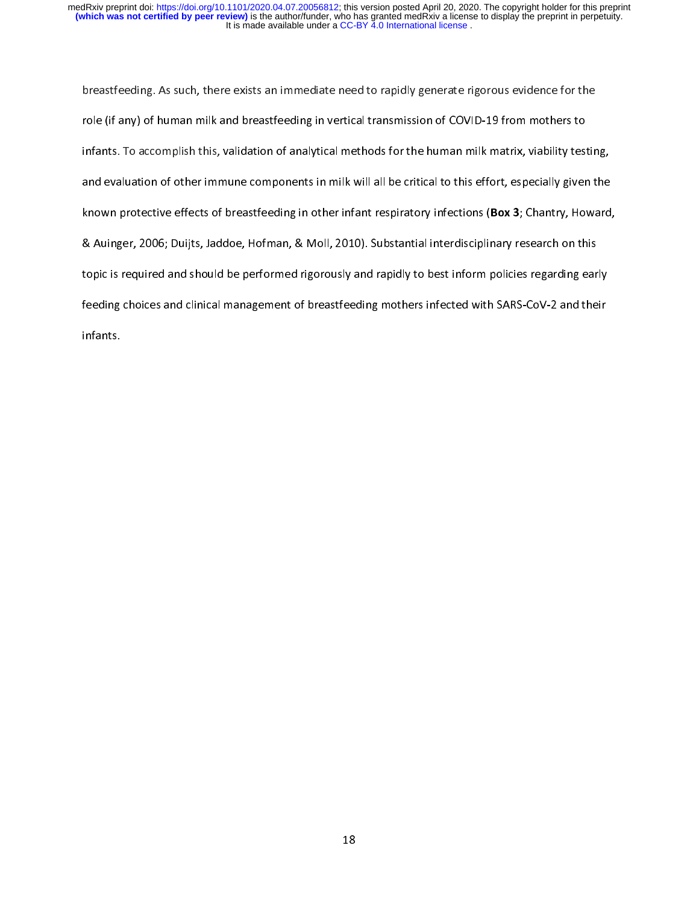breastfeeding. As such, there exists an immediate need to rapidly generate rigorous evidence for the role (if any) of human milk and breastfeeding in vertical transmission of COVID-19 from mothers to infants. To accomplish this, validation of analytical methods for the human milk matrix, viability testing, and evaluation of other immune components in milk will all be critical to this effort, especially given the known protective effects of breastfeeding in other infant respiratory infections (**Box 3**; Chantry, Howard, & Auinger, 2006; Duijts, Jaddoe, Hofman, & Moll, 2010). Substantial interdisciplinary research on this topic is required and should be performed rigorously and rapidly to best inform policies regarding early feeding choices and clinical management of breastfeeding mothers infected with SARS-CoV-2 and their infants.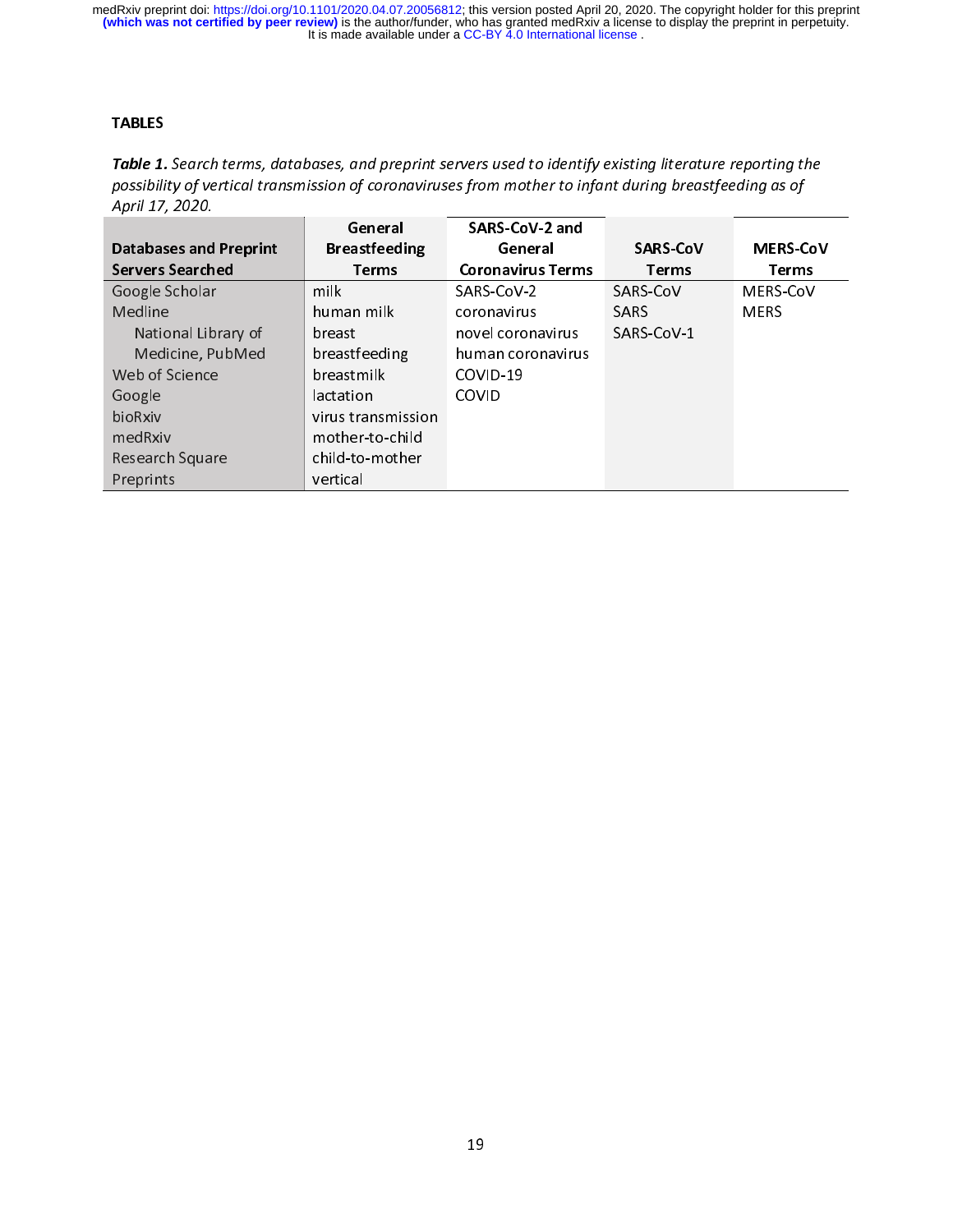**TABLES**

***Table 1.*** *Search terms, databases, and preprint servers used to identify existing literature reporting the possibility of vertical transmission of coronaviruses from mother to infant during breastfeeding as of April 17, 2020.*

| Databases and Preprint Servers Searched | General Breastfeeding Terms | SARS-CoV-2 and General Coronavirus Terms | SARS-CoV Terms | MERS-CoV Terms |
|---|---|---|---|---|
| Google Scholar | milk | SARS-CoV-2 | SARS-CoV | MERS-CoV |
| Medline | human milk | coronavirus | SARS | MERS |
| National Library of Medicine, PubMed | breast | novel coronavirus | SARS-CoV-1 | |
| | breastfeeding | human coronavirus | | |
| Web of Science | breastmilk | COVID-19 | | |
| Google | lactation | COVID | | |
| bioRxiv | virus transmission | | | |
| medRxiv | mother-to-child | | | |
| Research Square | child-to-mother | | | |
| Preprints | vertical | | | |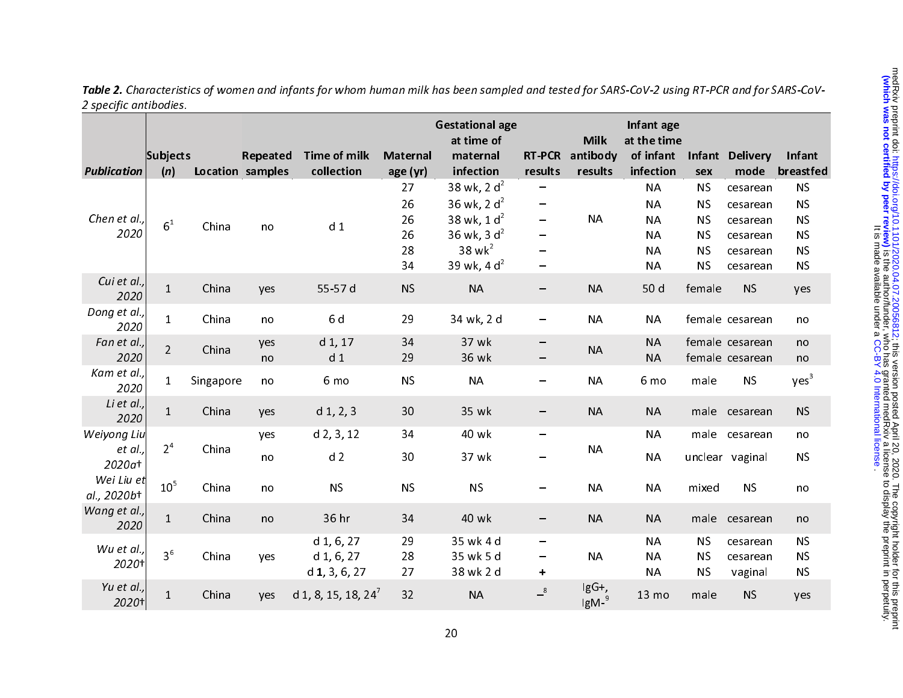*Table 2. Characteristics of women and infants for whom human milk has been sampled and tested for SARS-CoV-2 using RT-PCR and for SARS-CoV-2 specific antibodies.*

| ***Publication*** | **Subjects (*n*)** | **Location** | **Repeated samples** | **Time of milk collection** | **Maternal age (yr)** | **Gestational age at time of maternal infection** | **RT-PCR results** | **Milk antibody results** | **Infant age at the time of infant infection** | **Infant sex** | **Delivery mode** | **Infant breastfed** |
|---|---|---|---|---|---|---|---|---|---|---|---|---|
| *Chen et al., 2020* | 6[1] | China | no | d 1 | 27 | 38 wk, 2 d[2] | – | NA | NA | NS | cesarean | NS |
| | | | | | 26 | 36 wk, 2 d[2] | – | | NA | NS | cesarean | NS |
| | | | | | 26 | 38 wk, 1 d[2] | – | | NA | NS | cesarean | NS |
| | | | | | 26 | 36 wk, 3 d[2] | – | | NA | NS | cesarean | NS |
| | | | | | 28 | 38 wk[2] | – | | NA | NS | cesarean | NS |
| | | | | | 34 | 39 wk, 4 d[2] | – | | NA | NS | cesarean | NS |
| *Cui et al., 2020* | 1 | China | yes | 55-57 d | NS | NA | – | NA | 50 d | female | NS | yes |
| *Dong et al., 2020* | 1 | China | no | 6 d | 29 | 34 wk, 2 d | – | NA | NA | female | cesarean | no |
| *Fan et al., 2020* | 2 | China | yes | d 1, 17 | 34 | 37 wk | – | NA | NA | female | cesarean | no |
| | | | no | d 1 | 29 | 36 wk | – | | NA | female | cesarean | no |
| *Kam et al., 2020* | 1 | Singapore | no | 6 mo | NS | NA | – | NA | 6 mo | male | NS | yes[3] |
| *Li et al., 2020* | 1 | China | yes | d 1, 2, 3 | 30 | 35 wk | – | NA | NA | male | cesarean | NS |
| *Weiyong Liu et al., 2020a†* | 2[4] | China | yes | d 2, 3, 12 | 34 | 40 wk | – | NA | NA | male | cesarean | no |
| | | | no | d 2 | 30 | 37 wk | – | | NA | unclear | vaginal | NS |
| *Wei Liu et al., 2020b†* | 10[5] | China | no | NS | NS | NS | – | NA | NA | mixed | NS | no |
| *Wang et al., 2020* | 1 | China | no | 36 hr | 34 | 40 wk | – | NA | NA | male | cesarean | no |
| *Wu et al., 2020†* | 3[6] | China | yes | d 1, 6, 27 | 29 | 35 wk 4 d | – | NA | NA | NS | cesarean | NS |
| | | | | d 1, 6, 27 | 28 | 35 wk 5 d | – | | NA | NS | cesarean | NS |
| | | | | d **1**, 3, 6, 27 | 27 | 38 wk 2 d | + | | NA | NS | vaginal | NS |
| *Yu et al., 2020†* | 1 | China | yes | d 1, 8, 15, 18, 24[7] | 32 | NA | –[8] | IgG+, IgM-[9] | 13 mo | male | NS | yes |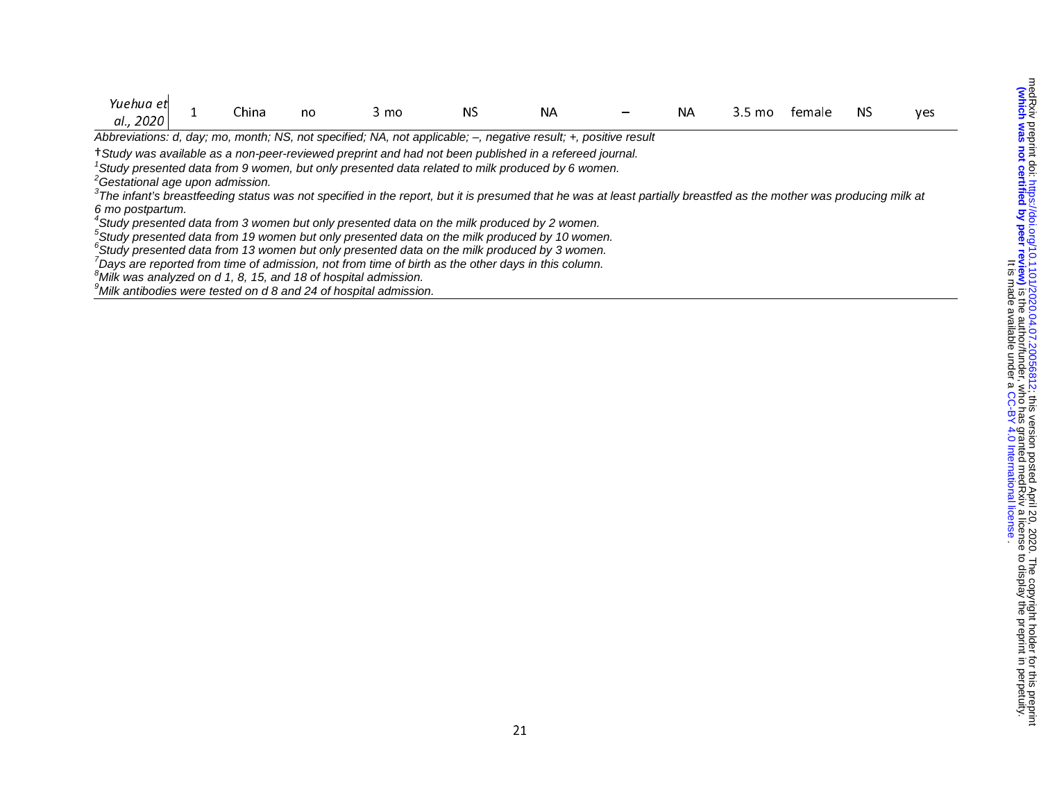| | | | | | | | | | | | | |
|---|---|---|---|---|---|---|---|---|---|---|---|---|
| *Yuehua et al., 2020* | 1 | China | no | 3 mo | NS | NA | – | NA | 3.5 mo | female | NS | yes |

*Abbreviations: d, day; mo, month; NS, not specified; NA, not applicable; –, negative result; +, positive result*

†*Study was available as a non-peer-reviewed preprint and had not been published in a refereed journal.*

[1]*Study presented data from 9 women, but only presented data related to milk produced by 6 women.*

[2]*Gestational age upon admission.*

[3]*The infant's breastfeeding status was not specified in the report, but it is presumed that he was at least partially breastfed as the mother was producing milk at 6 mo postpartum.*

[4]*Study presented data from 3 women but only presented data on the milk produced by 2 women.*

[5]*Study presented data from 19 women but only presented data on the milk produced by 10 women.*

[6]*Study presented data from 13 women but only presented data on the milk produced by 3 women.*

[7]*Days are reported from time of admission, not from time of birth as the other days in this column.*

[8]*Milk was analyzed on d 1, 8, 15, and 18 of hospital admission.*

[9]*Milk antibodies were tested on d 8 and 24 of hospital admission.*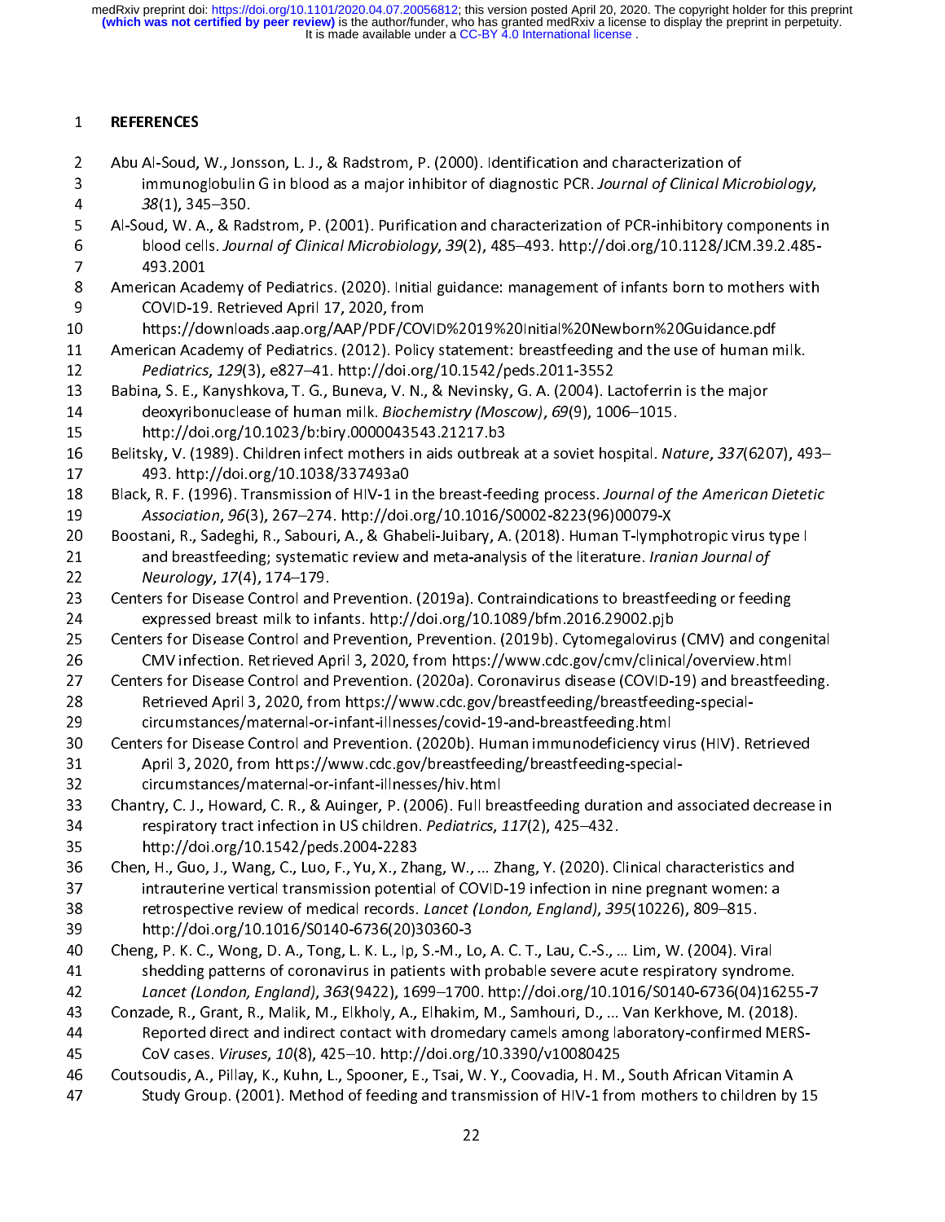# REFERENCES

Abu Al-Soud, W., Jonsson, L. J., & Radstrom, P. (2000). Identification and characterization of immunoglobulin G in blood as a major inhibitor of diagnostic PCR. *Journal of Clinical Microbiology*, *38*(1), 345–350.

Al-Soud, W. A., & Radstrom, P. (2001). Purification and characterization of PCR-inhibitory components in blood cells. *Journal of Clinical Microbiology*, *39*(2), 485–493. http://doi.org/10.1128/JCM.39.2.485-493.2001

American Academy of Pediatrics. (2020). Initial guidance: management of infants born to mothers with COVID-19. Retrieved April 17, 2020, from https://downloads.aap.org/AAP/PDF/COVID%2019%20Initial%20Newborn%20Guidance.pdf

American Academy of Pediatrics. (2012). Policy statement: breastfeeding and the use of human milk. *Pediatrics*, *129*(3), e827–41. http://doi.org/10.1542/peds.2011-3552

Babina, S. E., Kanyshkova, T. G., Buneva, V. N., & Nevinsky, G. A. (2004). Lactoferrin is the major deoxyribonuclease of human milk. *Biochemistry (Moscow)*, *69*(9), 1006–1015. http://doi.org/10.1023/b:biry.0000043543.21217.b3

Belitsky, V. (1989). Children infect mothers in aids outbreak at a soviet hospital. *Nature*, *337*(6207), 493–493. http://doi.org/10.1038/337493a0

Black, R. F. (1996). Transmission of HIV-1 in the breast-feeding process. *Journal of the American Dietetic Association*, *96*(3), 267–274. http://doi.org/10.1016/S0002-8223(96)00079-X

Boostani, R., Sadeghi, R., Sabouri, A., & Ghabeli-Juibary, A. (2018). Human T-lymphotropic virus type I and breastfeeding; systematic review and meta-analysis of the literature. *Iranian Journal of Neurology*, *17*(4), 174–179.

Centers for Disease Control and Prevention. (2019a). Contraindications to breastfeeding or feeding expressed breast milk to infants. http://doi.org/10.1089/bfm.2016.29002.pjb

Centers for Disease Control and Prevention, Prevention. (2019b). Cytomegalovirus (CMV) and congenital CMV infection. Retrieved April 3, 2020, from https://www.cdc.gov/cmv/clinical/overview.html

Centers for Disease Control and Prevention. (2020a). Coronavirus disease (COVID-19) and breastfeeding. Retrieved April 3, 2020, from https://www.cdc.gov/breastfeeding/breastfeeding-special-circumstances/maternal-or-infant-illnesses/covid-19-and-breastfeeding.html

Centers for Disease Control and Prevention. (2020b). Human immunodeficiency virus (HIV). Retrieved April 3, 2020, from https://www.cdc.gov/breastfeeding/breastfeeding-special-circumstances/maternal-or-infant-illnesses/hiv.html

Chantry, C. J., Howard, C. R., & Auinger, P. (2006). Full breastfeeding duration and associated decrease in respiratory tract infection in US children. *Pediatrics*, *117*(2), 425–432. http://doi.org/10.1542/peds.2004-2283

Chen, H., Guo, J., Wang, C., Luo, F., Yu, X., Zhang, W., ... Zhang, Y. (2020). Clinical characteristics and intrauterine vertical transmission potential of COVID-19 infection in nine pregnant women: a retrospective review of medical records. *Lancet (London, England)*, *395*(10226), 809–815. http://doi.org/10.1016/S0140-6736(20)30360-3

Cheng, P. K. C., Wong, D. A., Tong, L. K. L., Ip, S.-M., Lo, A. C. T., Lau, C.-S., ... Lim, W. (2004). Viral shedding patterns of coronavirus in patients with probable severe acute respiratory syndrome. *Lancet (London, England)*, *363*(9422), 1699–1700. http://doi.org/10.1016/S0140-6736(04)16255-7

Conzade, R., Grant, R., Malik, M., Elkholy, A., Elhakim, M., Samhouri, D., ... Van Kerkhove, M. (2018). Reported direct and indirect contact with dromedary camels among laboratory-confirmed MERS-CoV cases. *Viruses*, *10*(8), 425–10. http://doi.org/10.3390/v10080425

Coutsoudis, A., Pillay, K., Kuhn, L., Spooner, E., Tsai, W. Y., Coovadia, H. M., South African Vitamin A Study Group. (2001). Method of feeding and transmission of HIV-1 from mothers to children by 15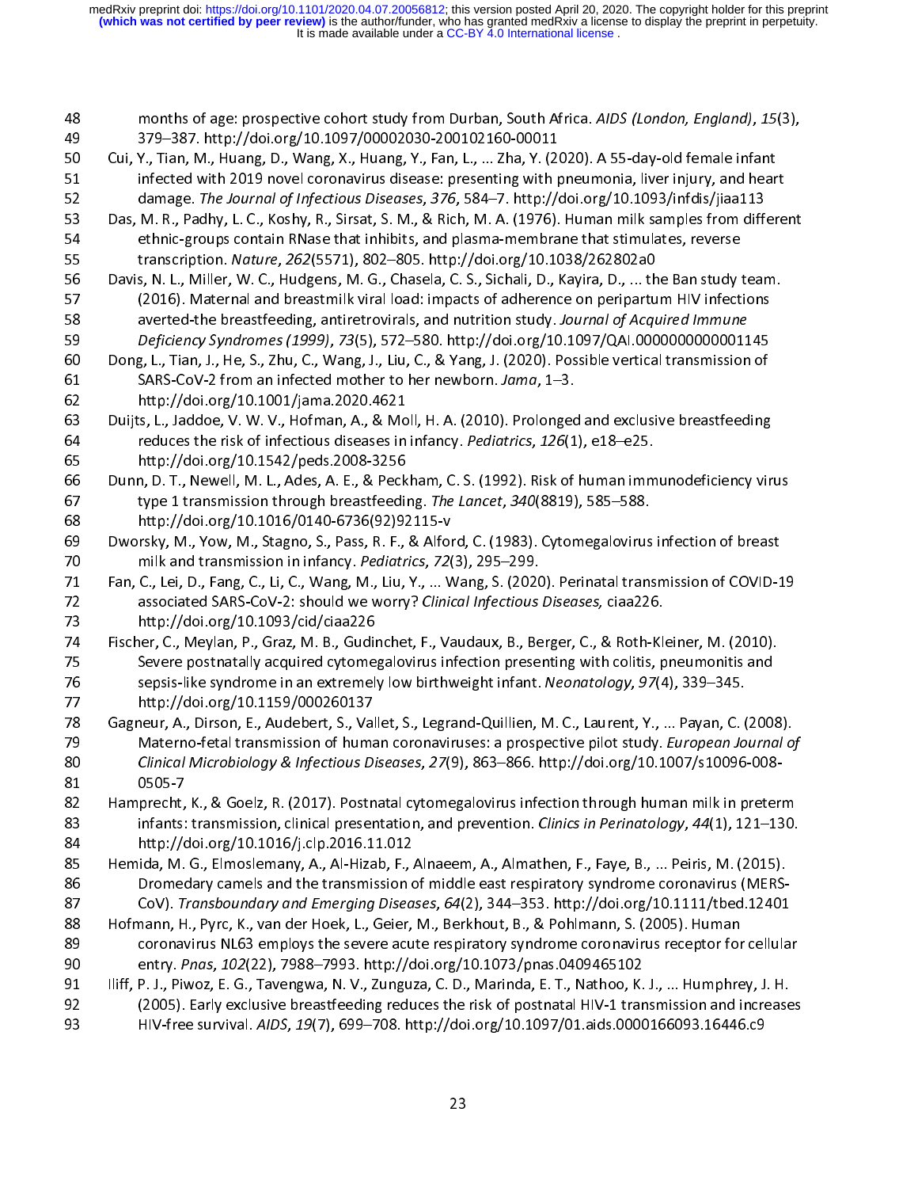months of age: prospective cohort study from Durban, South Africa. *AIDS (London, England)*, *15*(3), 379–387. http://doi.org/10.1097/00002030-200102160-00011

Cui, Y., Tian, M., Huang, D., Wang, X., Huang, Y., Fan, L., ... Zha, Y. (2020). A 55-day-old female infant infected with 2019 novel coronavirus disease: presenting with pneumonia, liver injury, and heart damage. *The Journal of Infectious Diseases*, *376*, 584–7. http://doi.org/10.1093/infdis/jiaa113

Das, M. R., Padhy, L. C., Koshy, R., Sirsat, S. M., & Rich, M. A. (1976). Human milk samples from different ethnic-groups contain RNase that inhibits, and plasma-membrane that stimulates, reverse transcription. *Nature*, *262*(5571), 802–805. http://doi.org/10.1038/262802a0

Davis, N. L., Miller, W. C., Hudgens, M. G., Chasela, C. S., Sichali, D., Kayira, D., ... the Ban study team. (2016). Maternal and breastmilk viral load: impacts of adherence on peripartum HIV infections averted-the breastfeeding, antiretrovirals, and nutrition study. *Journal of Acquired Immune Deficiency Syndromes (1999)*, *73*(5), 572–580. http://doi.org/10.1097/QAI.0000000000001145

Dong, L., Tian, J., He, S., Zhu, C., Wang, J., Liu, C., & Yang, J. (2020). Possible vertical transmission of SARS-CoV-2 from an infected mother to her newborn. *Jama*, 1–3. http://doi.org/10.1001/jama.2020.4621

Duijts, L., Jaddoe, V. W. V., Hofman, A., & Moll, H. A. (2010). Prolonged and exclusive breastfeeding reduces the risk of infectious diseases in infancy. *Pediatrics*, *126*(1), e18–e25. http://doi.org/10.1542/peds.2008-3256

Dunn, D. T., Newell, M. L., Ades, A. E., & Peckham, C. S. (1992). Risk of human immunodeficiency virus type 1 transmission through breastfeeding. *The Lancet*, *340*(8819), 585–588. http://doi.org/10.1016/0140-6736(92)92115-v

Dworsky, M., Yow, M., Stagno, S., Pass, R. F., & Alford, C. (1983). Cytomegalovirus infection of breast milk and transmission in infancy. *Pediatrics*, *72*(3), 295–299.

Fan, C., Lei, D., Fang, C., Li, C., Wang, M., Liu, Y., ... Wang, S. (2020). Perinatal transmission of COVID-19 associated SARS-CoV-2: should we worry? *Clinical Infectious Diseases,* ciaa226. http://doi.org/10.1093/cid/ciaa226

Fischer, C., Meylan, P., Graz, M. B., Gudinchet, F., Vaudaux, B., Berger, C., & Roth-Kleiner, M. (2010). Severe postnatally acquired cytomegalovirus infection presenting with colitis, pneumonitis and sepsis-like syndrome in an extremely low birthweight infant. *Neonatology*, *97*(4), 339–345. http://doi.org/10.1159/000260137

Gagneur, A., Dirson, E., Audebert, S., Vallet, S., Legrand-Quillien, M. C., Laurent, Y., ... Payan, C. (2008). Materno-fetal transmission of human coronaviruses: a prospective pilot study. *European Journal of Clinical Microbiology & Infectious Diseases*, *27*(9), 863–866. http://doi.org/10.1007/s10096-008-0505-7

Hamprecht, K., & Goelz, R. (2017). Postnatal cytomegalovirus infection through human milk in preterm infants: transmission, clinical presentation, and prevention. *Clinics in Perinatology*, *44*(1), 121–130. http://doi.org/10.1016/j.clp.2016.11.012

Hemida, M. G., Elmoslemany, A., Al-Hizab, F., Alnaeem, A., Almathen, F., Faye, B., ... Peiris, M. (2015). Dromedary camels and the transmission of middle east respiratory syndrome coronavirus (MERS-CoV). *Transboundary and Emerging Diseases*, *64*(2), 344–353. http://doi.org/10.1111/tbed.12401

Hofmann, H., Pyrc, K., van der Hoek, L., Geier, M., Berkhout, B., & Pohlmann, S. (2005). Human coronavirus NL63 employs the severe acute respiratory syndrome coronavirus receptor for cellular entry. *Pnas*, *102*(22), 7988–7993. http://doi.org/10.1073/pnas.0409465102

Iliff, P. J., Piwoz, E. G., Tavengwa, N. V., Zunguza, C. D., Marinda, E. T., Nathoo, K. J., ... Humphrey, J. H. (2005). Early exclusive breastfeeding reduces the risk of postnatal HIV-1 transmission and increases HIV-free survival. *AIDS*, *19*(7), 699–708. http://doi.org/10.1097/01.aids.0000166093.16446.c9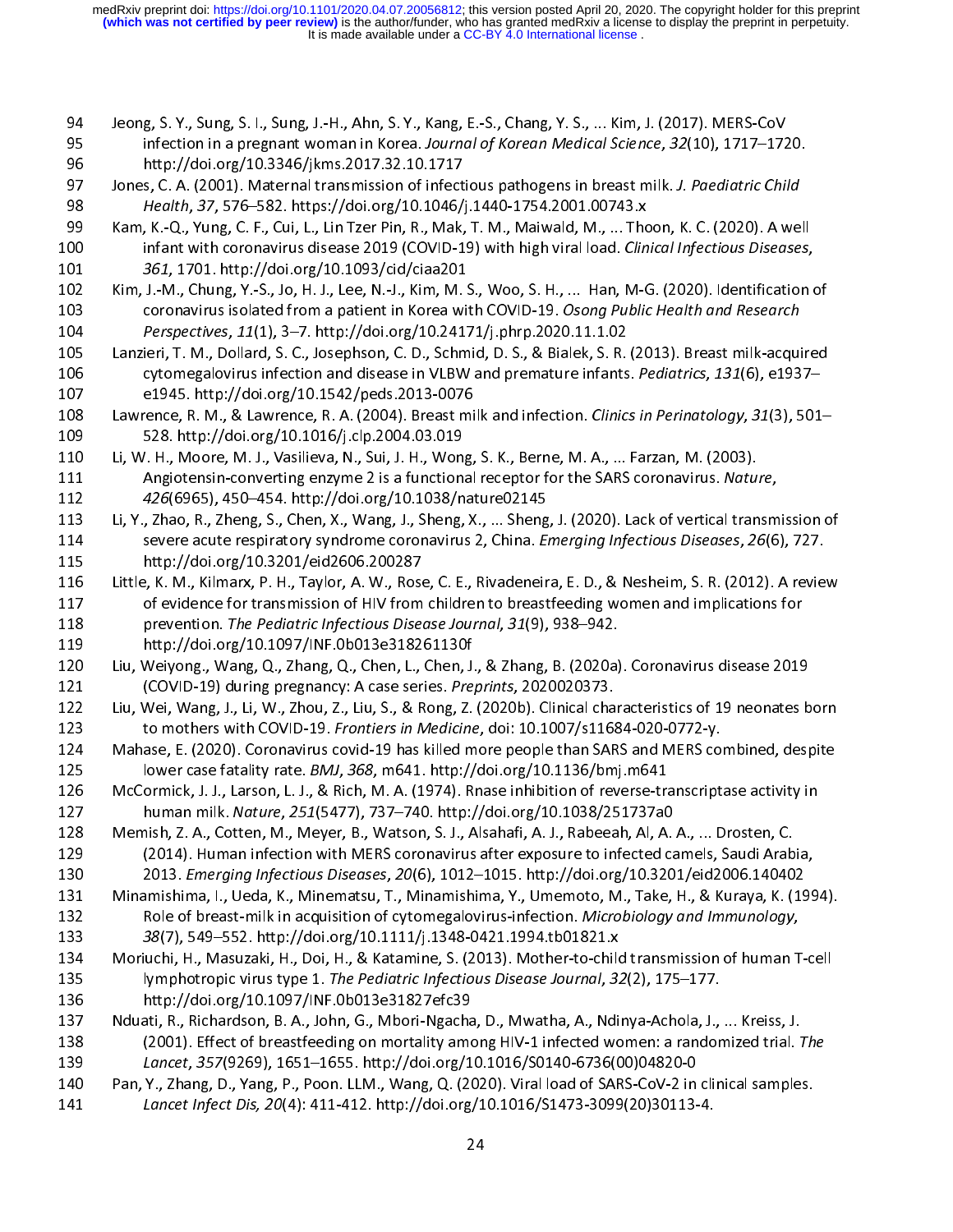Jeong, S. Y., Sung, S. I., Sung, J.-H., Ahn, S. Y., Kang, E.-S., Chang, Y. S., ... Kim, J. (2017). MERS-CoV infection in a pregnant woman in Korea. *Journal of Korean Medical Science*, *32*(10), 1717–1720. http://doi.org/10.3346/jkms.2017.32.10.1717

Jones, C. A. (2001). Maternal transmission of infectious pathogens in breast milk. *J. Paediatric Child Health*, *37*, 576–582. https://doi.org/10.1046/j.1440-1754.2001.00743.x

Kam, K.-Q., Yung, C. F., Cui, L., Lin Tzer Pin, R., Mak, T. M., Maiwald, M., ... Thoon, K. C. (2020). A well infant with coronavirus disease 2019 (COVID-19) with high viral load. *Clinical Infectious Diseases*, *361*, 1701. http://doi.org/10.1093/cid/ciaa201

Kim, J.-M., Chung, Y.-S., Jo, H. J., Lee, N.-J., Kim, M. S., Woo, S. H., ... Han, M-G. (2020). Identification of coronavirus isolated from a patient in Korea with COVID-19. *Osong Public Health and Research Perspectives*, *11*(1), 3–7. http://doi.org/10.24171/j.phrp.2020.11.1.02

Lanzieri, T. M., Dollard, S. C., Josephson, C. D., Schmid, D. S., & Bialek, S. R. (2013). Breast milk-acquired cytomegalovirus infection and disease in VLBW and premature infants. *Pediatrics*, *131*(6), e1937–e1945. http://doi.org/10.1542/peds.2013-0076

Lawrence, R. M., & Lawrence, R. A. (2004). Breast milk and infection. *Clinics in Perinatology*, *31*(3), 501–528. http://doi.org/10.1016/j.clp.2004.03.019

Li, W. H., Moore, M. J., Vasilieva, N., Sui, J. H., Wong, S. K., Berne, M. A., ... Farzan, M. (2003). Angiotensin-converting enzyme 2 is a functional receptor for the SARS coronavirus. *Nature*, *426*(6965), 450–454. http://doi.org/10.1038/nature02145

Li, Y., Zhao, R., Zheng, S., Chen, X., Wang, J., Sheng, X., ... Sheng, J. (2020). Lack of vertical transmission of severe acute respiratory syndrome coronavirus 2, China. *Emerging Infectious Diseases*, *26*(6), 727. http://doi.org/10.3201/eid2606.200287

Little, K. M., Kilmarx, P. H., Taylor, A. W., Rose, C. E., Rivadeneira, E. D., & Nesheim, S. R. (2012). A review of evidence for transmission of HIV from children to breastfeeding women and implications for prevention. *The Pediatric Infectious Disease Journal*, *31*(9), 938–942. http://doi.org/10.1097/INF.0b013e318261130f

Liu, Weiyong., Wang, Q., Zhang, Q., Chen, L., Chen, J., & Zhang, B. (2020a). Coronavirus disease 2019 (COVID-19) during pregnancy: A case series. *Preprints*, 2020020373.

Liu, Wei, Wang, J., Li, W., Zhou, Z., Liu, S., & Rong, Z. (2020b). Clinical characteristics of 19 neonates born to mothers with COVID-19. *Frontiers in Medicine*, doi: 10.1007/s11684-020-0772-y.

Mahase, E. (2020). Coronavirus covid-19 has killed more people than SARS and MERS combined, despite lower case fatality rate. *BMJ*, *368*, m641. http://doi.org/10.1136/bmj.m641

McCormick, J. J., Larson, L. J., & Rich, M. A. (1974). Rnase inhibition of reverse-transcriptase activity in human milk. *Nature*, *251*(5477), 737–740. http://doi.org/10.1038/251737a0

Memish, Z. A., Cotten, M., Meyer, B., Watson, S. J., Alsahafi, A. J., Rabeeah, Al, A. A., ... Drosten, C. (2014). Human infection with MERS coronavirus after exposure to infected camels, Saudi Arabia, 2013. *Emerging Infectious Diseases*, *20*(6), 1012–1015. http://doi.org/10.3201/eid2006.140402

Minamishima, I., Ueda, K., Minematsu, T., Minamishima, Y., Umemoto, M., Take, H., & Kuraya, K. (1994). Role of breast-milk in acquisition of cytomegalovirus-infection. *Microbiology and Immunology*, *38*(7), 549–552. http://doi.org/10.1111/j.1348-0421.1994.tb01821.x

Moriuchi, H., Masuzaki, H., Doi, H., & Katamine, S. (2013). Mother-to-child transmission of human T-cell lymphotropic virus type 1. *The Pediatric Infectious Disease Journal*, *32*(2), 175–177. http://doi.org/10.1097/INF.0b013e31827efc39

Nduati, R., Richardson, B. A., John, G., Mbori-Ngacha, D., Mwatha, A., Ndinya-Achola, J., ... Kreiss, J. (2001). Effect of breastfeeding on mortality among HIV-1 infected women: a randomized trial. *The Lancet*, *357*(9269), 1651–1655. http://doi.org/10.1016/S0140-6736(00)04820-0

Pan, Y., Zhang, D., Yang, P., Poon. LLM., Wang, Q. (2020). Viral load of SARS-CoV-2 in clinical samples. *Lancet Infect Dis, 20*(4): 411-412. http://doi.org/10.1016/S1473-3099(20)30113-4.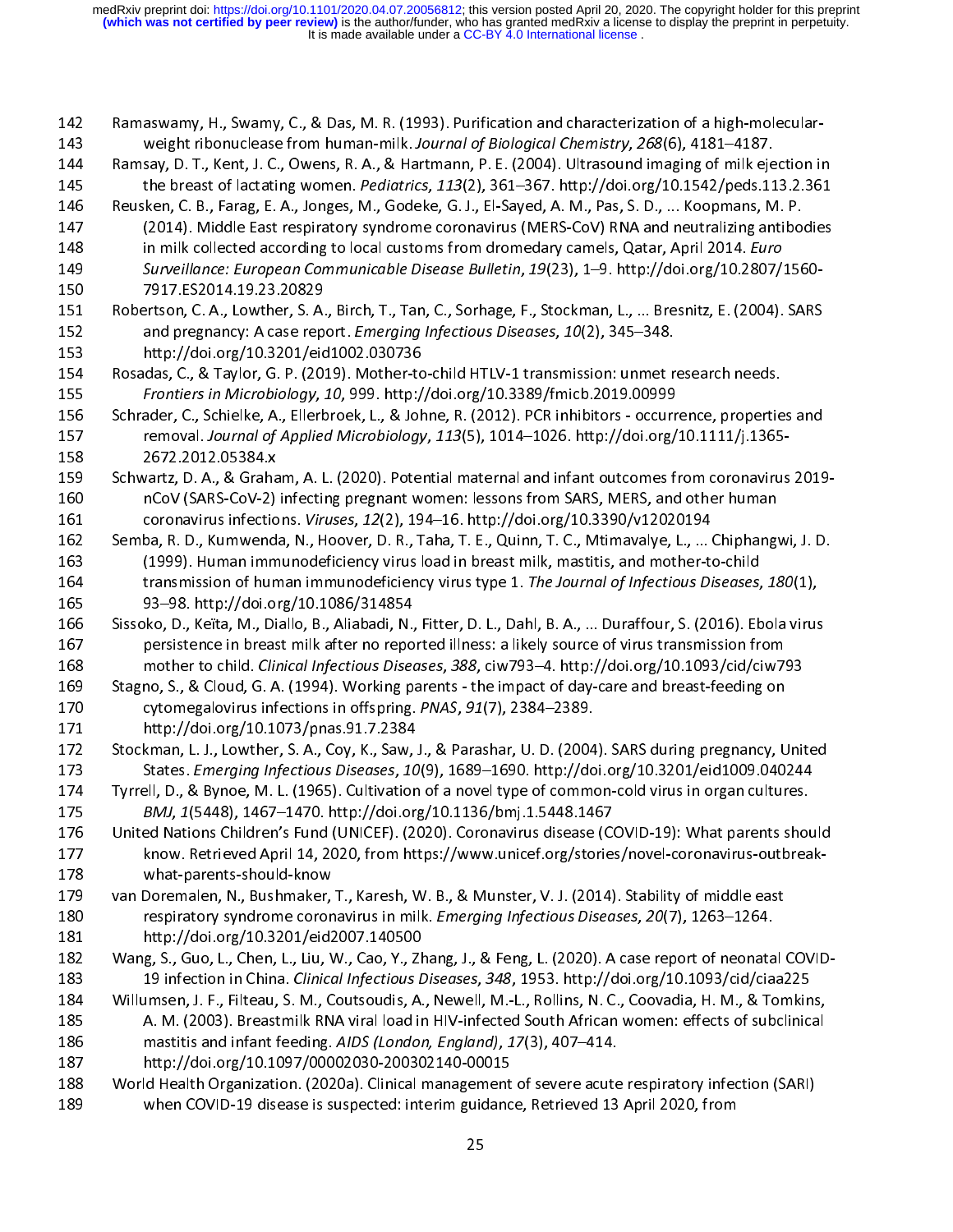Ramaswamy, H., Swamy, C., & Das, M. R. (1993). Purification and characterization of a high-molecular-weight ribonuclease from human-milk. *Journal of Biological Chemistry*, *268*(6), 4181–4187.

Ramsay, D. T., Kent, J. C., Owens, R. A., & Hartmann, P. E. (2004). Ultrasound imaging of milk ejection in the breast of lactating women. *Pediatrics*, *113*(2), 361–367. http://doi.org/10.1542/peds.113.2.361

Reusken, C. B., Farag, E. A., Jonges, M., Godeke, G. J., El-Sayed, A. M., Pas, S. D., ... Koopmans, M. P. (2014). Middle East respiratory syndrome coronavirus (MERS-CoV) RNA and neutralizing antibodies in milk collected according to local customs from dromedary camels, Qatar, April 2014. *Euro Surveillance: European Communicable Disease Bulletin*, *19*(23), 1–9. http://doi.org/10.2807/1560-7917.ES2014.19.23.20829

Robertson, C. A., Lowther, S. A., Birch, T., Tan, C., Sorhage, F., Stockman, L., ... Bresnitz, E. (2004). SARS and pregnancy: A case report. *Emerging Infectious Diseases*, *10*(2), 345–348. http://doi.org/10.3201/eid1002.030736

Rosadas, C., & Taylor, G. P. (2019). Mother-to-child HTLV-1 transmission: unmet research needs. *Frontiers in Microbiology*, *10*, 999. http://doi.org/10.3389/fmicb.2019.00999

Schrader, C., Schielke, A., Ellerbroek, L., & Johne, R. (2012). PCR inhibitors - occurrence, properties and removal. *Journal of Applied Microbiology*, *113*(5), 1014–1026. http://doi.org/10.1111/j.1365-2672.2012.05384.x

Schwartz, D. A., & Graham, A. L. (2020). Potential maternal and infant outcomes from coronavirus 2019-nCoV (SARS-CoV-2) infecting pregnant women: lessons from SARS, MERS, and other human coronavirus infections. *Viruses*, *12*(2), 194–16. http://doi.org/10.3390/v12020194

Semba, R. D., Kumwenda, N., Hoover, D. R., Taha, T. E., Quinn, T. C., Mtimavalye, L., ... Chiphangwi, J. D. (1999). Human immunodeficiency virus load in breast milk, mastitis, and mother-to-child transmission of human immunodeficiency virus type 1. *The Journal of Infectious Diseases*, *180*(1), 93–98. http://doi.org/10.1086/314854

Sissoko, D., Keïta, M., Diallo, B., Aliabadi, N., Fitter, D. L., Dahl, B. A., ... Duraffour, S. (2016). Ebola virus persistence in breast milk after no reported illness: a likely source of virus transmission from mother to child. *Clinical Infectious Diseases*, *388*, ciw793–4. http://doi.org/10.1093/cid/ciw793

Stagno, S., & Cloud, G. A. (1994). Working parents - the impact of day-care and breast-feeding on cytomegalovirus infections in offspring. *PNAS*, *91*(7), 2384–2389. http://doi.org/10.1073/pnas.91.7.2384

Stockman, L. J., Lowther, S. A., Coy, K., Saw, J., & Parashar, U. D. (2004). SARS during pregnancy, United States. *Emerging Infectious Diseases*, *10*(9), 1689–1690. http://doi.org/10.3201/eid1009.040244

Tyrrell, D., & Bynoe, M. L. (1965). Cultivation of a novel type of common-cold virus in organ cultures. *BMJ*, *1*(5448), 1467–1470. http://doi.org/10.1136/bmj.1.5448.1467

United Nations Children's Fund (UNICEF). (2020). Coronavirus disease (COVID-19): What parents should know. Retrieved April 14, 2020, from https://www.unicef.org/stories/novel-coronavirus-outbreak-what-parents-should-know

van Doremalen, N., Bushmaker, T., Karesh, W. B., & Munster, V. J. (2014). Stability of middle east respiratory syndrome coronavirus in milk. *Emerging Infectious Diseases*, *20*(7), 1263–1264. http://doi.org/10.3201/eid2007.140500

Wang, S., Guo, L., Chen, L., Liu, W., Cao, Y., Zhang, J., & Feng, L. (2020). A case report of neonatal COVID-19 infection in China. *Clinical Infectious Diseases*, *348*, 1953. http://doi.org/10.1093/cid/ciaa225

Willumsen, J. F., Filteau, S. M., Coutsoudis, A., Newell, M.-L., Rollins, N. C., Coovadia, H. M., & Tomkins, A. M. (2003). Breastmilk RNA viral load in HIV-infected South African women: effects of subclinical mastitis and infant feeding. *AIDS (London, England)*, *17*(3), 407–414. http://doi.org/10.1097/00002030-200302140-00015

World Health Organization. (2020a). Clinical management of severe acute respiratory infection (SARI) when COVID-19 disease is suspected: interim guidance, Retrieved 13 April 2020, from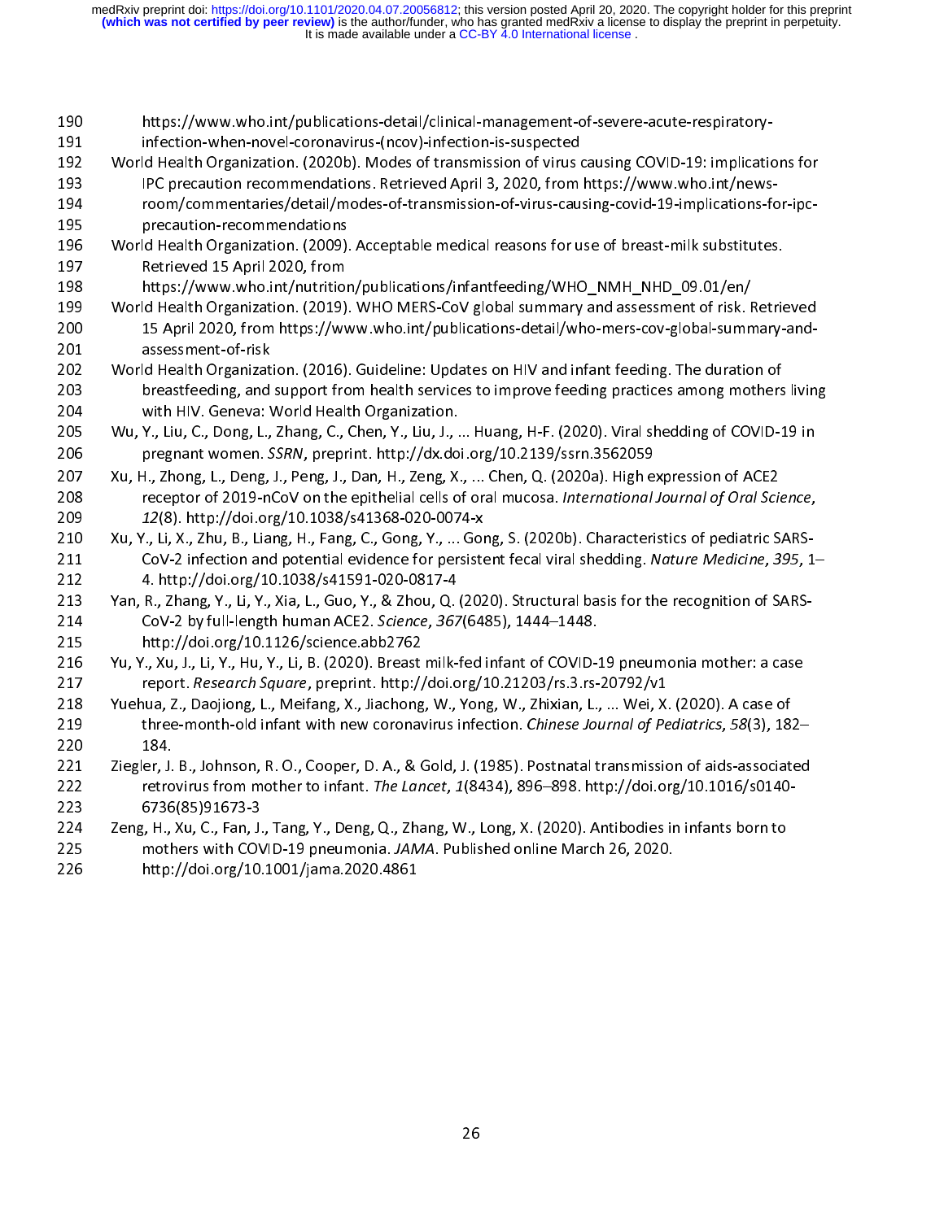https://www.who.int/publications-detail/clinical-management-of-severe-acute-respiratory-infection-when-novel-coronavirus-(ncov)-infection-is-suspected

World Health Organization. (2020b). Modes of transmission of virus causing COVID-19: implications for IPC precaution recommendations. Retrieved April 3, 2020, from https://www.who.int/news-room/commentaries/detail/modes-of-transmission-of-virus-causing-covid-19-implications-for-ipc-precaution-recommendations

World Health Organization. (2009). Acceptable medical reasons for use of breast-milk substitutes. Retrieved 15 April 2020, from https://www.who.int/nutrition/publications/infantfeeding/WHO_NMH_NHD_09.01/en/

World Health Organization. (2019). WHO MERS-CoV global summary and assessment of risk. Retrieved 15 April 2020, from https://www.who.int/publications-detail/who-mers-cov-global-summary-and-assessment-of-risk

World Health Organization. (2016). Guideline: Updates on HIV and infant feeding. The duration of breastfeeding, and support from health services to improve feeding practices among mothers living with HIV. Geneva: World Health Organization.

Wu, Y., Liu, C., Dong, L., Zhang, C., Chen, Y., Liu, J., ... Huang, H-F. (2020). Viral shedding of COVID-19 in pregnant women. *SSRN*, preprint. http://dx.doi.org/10.2139/ssrn.3562059

Xu, H., Zhong, L., Deng, J., Peng, J., Dan, H., Zeng, X., ... Chen, Q. (2020a). High expression of ACE2 receptor of 2019-nCoV on the epithelial cells of oral mucosa. *International Journal of Oral Science*, *12*(8). http://doi.org/10.1038/s41368-020-0074-x

Xu, Y., Li, X., Zhu, B., Liang, H., Fang, C., Gong, Y., ... Gong, S. (2020b). Characteristics of pediatric SARS-CoV-2 infection and potential evidence for persistent fecal viral shedding. *Nature Medicine*, *395*, 1–4. http://doi.org/10.1038/s41591-020-0817-4

Yan, R., Zhang, Y., Li, Y., Xia, L., Guo, Y., & Zhou, Q. (2020). Structural basis for the recognition of SARS-CoV-2 by full-length human ACE2. *Science*, *367*(6485), 1444–1448. http://doi.org/10.1126/science.abb2762

Yu, Y., Xu, J., Li, Y., Hu, Y., Li, B. (2020). Breast milk-fed infant of COVID-19 pneumonia mother: a case report. *Research Square*, preprint. http://doi.org/10.21203/rs.3.rs-20792/v1

Yuehua, Z., Daojiong, L., Meifang, X., Jiachong, W., Yong, W., Zhixian, L., ... Wei, X. (2020). A case of three-month-old infant with new coronavirus infection. *Chinese Journal of Pediatrics*, *58*(3), 182–184.

Ziegler, J. B., Johnson, R. O., Cooper, D. A., & Gold, J. (1985). Postnatal transmission of aids-associated retrovirus from mother to infant. *The Lancet*, *1*(8434), 896–898. http://doi.org/10.1016/s0140-6736(85)91673-3

Zeng, H., Xu, C., Fan, J., Tang, Y., Deng, Q., Zhang, W., Long, X. (2020). Antibodies in infants born to mothers with COVID-19 pneumonia. *JAMA*. Published online March 26, 2020. http://doi.org/10.1001/jama.2020.4861